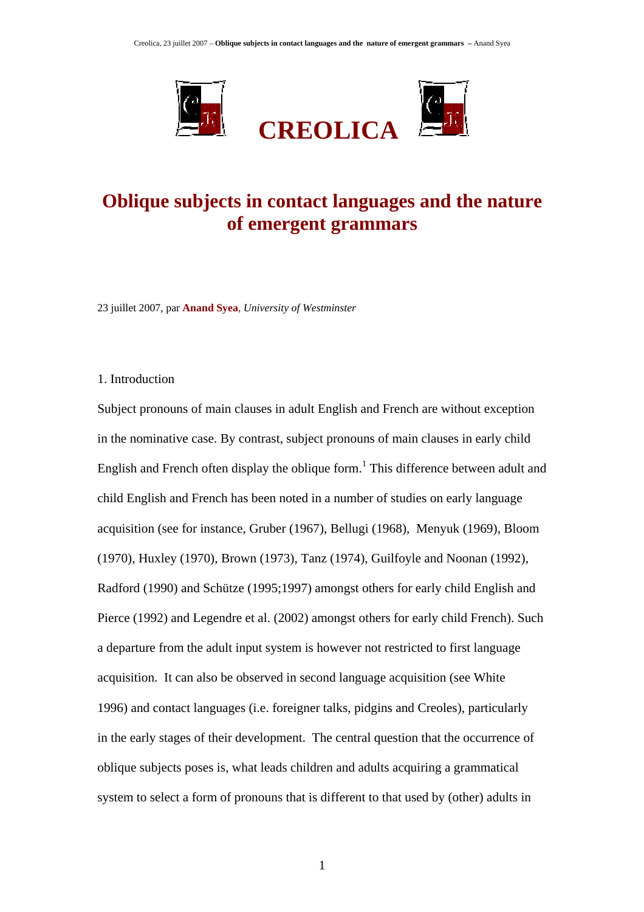# CREOLICA

## Oblique subjects in contact languages and the nature of emergent grammars

23 juillet 2007, par **Anand Syea**, *University of Westminster*

1. Introduction

Subject pronouns of main clauses in adult English and French are without exception in the nominative case. By contrast, subject pronouns of main clauses in early child English and French often display the oblique form.[1] This difference between adult and child English and French has been noted in a number of studies on early language acquisition (see for instance, Gruber (1967), Bellugi (1968), Menyuk (1969), Bloom (1970), Huxley (1970), Brown (1973), Tanz (1974), Guilfoyle and Noonan (1992), Radford (1990) and Schütze (1995;1997) amongst others for early child English and Pierce (1992) and Legendre et al. (2002) amongst others for early child French). Such a departure from the adult input system is however not restricted to first language acquisition. It can also be observed in second language acquisition (see White 1996) and contact languages (i.e. foreigner talks, pidgins and Creoles), particularly in the early stages of their development. The central question that the occurrence of oblique subjects poses is, what leads children and adults acquiring a grammatical system to select a form of pronouns that is different to that used by (other) adults in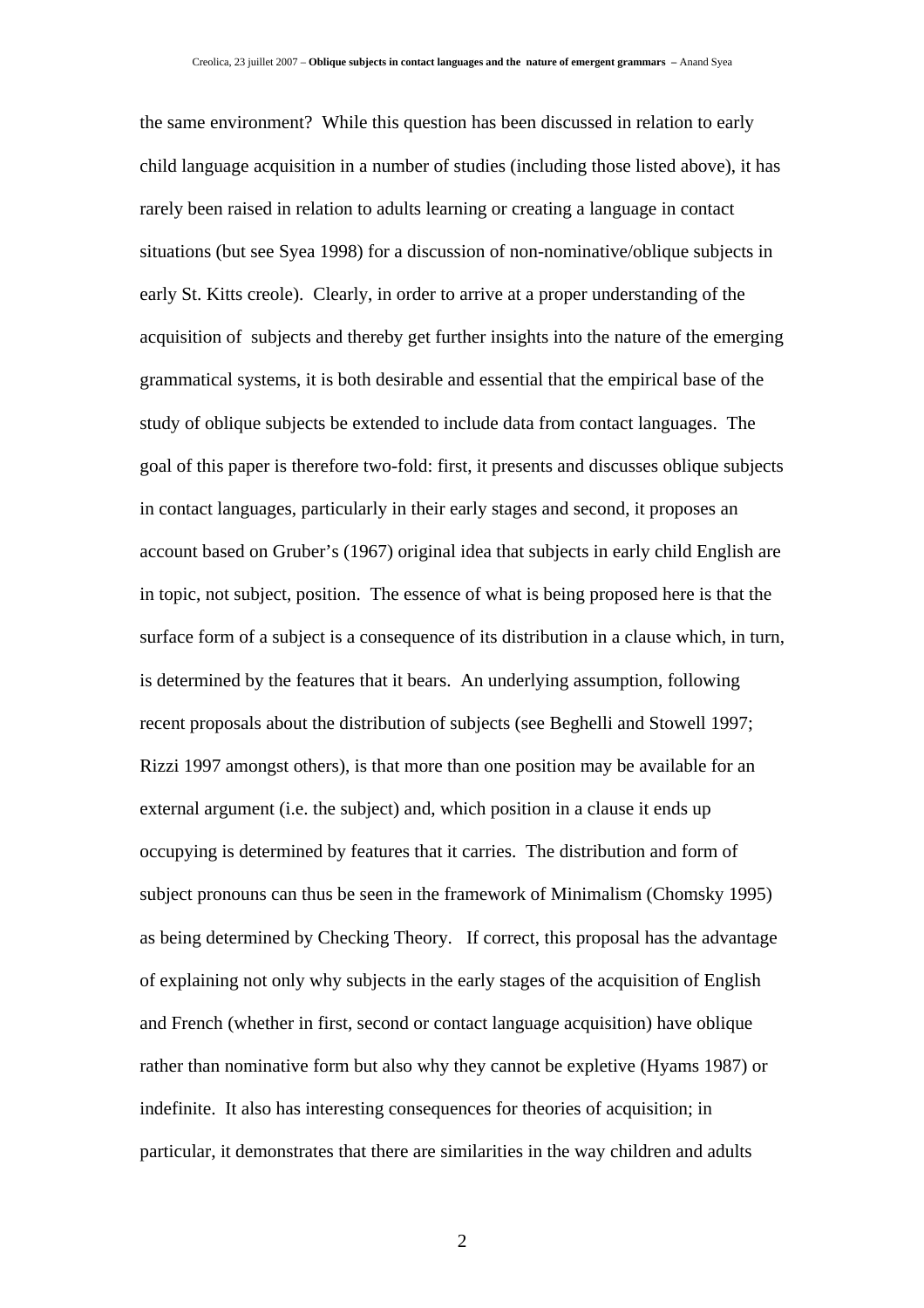the same environment? While this question has been discussed in relation to early child language acquisition in a number of studies (including those listed above), it has rarely been raised in relation to adults learning or creating a language in contact situations (but see Syea 1998) for a discussion of non-nominative/oblique subjects in early St. Kitts creole). Clearly, in order to arrive at a proper understanding of the acquisition of subjects and thereby get further insights into the nature of the emerging grammatical systems, it is both desirable and essential that the empirical base of the study of oblique subjects be extended to include data from contact languages. The goal of this paper is therefore two-fold: first, it presents and discusses oblique subjects in contact languages, particularly in their early stages and second, it proposes an account based on Gruber's (1967) original idea that subjects in early child English are in topic, not subject, position. The essence of what is being proposed here is that the surface form of a subject is a consequence of its distribution in a clause which, in turn, is determined by the features that it bears. An underlying assumption, following recent proposals about the distribution of subjects (see Beghelli and Stowell 1997; Rizzi 1997 amongst others), is that more than one position may be available for an external argument (i.e. the subject) and, which position in a clause it ends up occupying is determined by features that it carries. The distribution and form of subject pronouns can thus be seen in the framework of Minimalism (Chomsky 1995) as being determined by Checking Theory. If correct, this proposal has the advantage of explaining not only why subjects in the early stages of the acquisition of English and French (whether in first, second or contact language acquisition) have oblique rather than nominative form but also why they cannot be expletive (Hyams 1987) or indefinite. It also has interesting consequences for theories of acquisition; in particular, it demonstrates that there are similarities in the way children and adults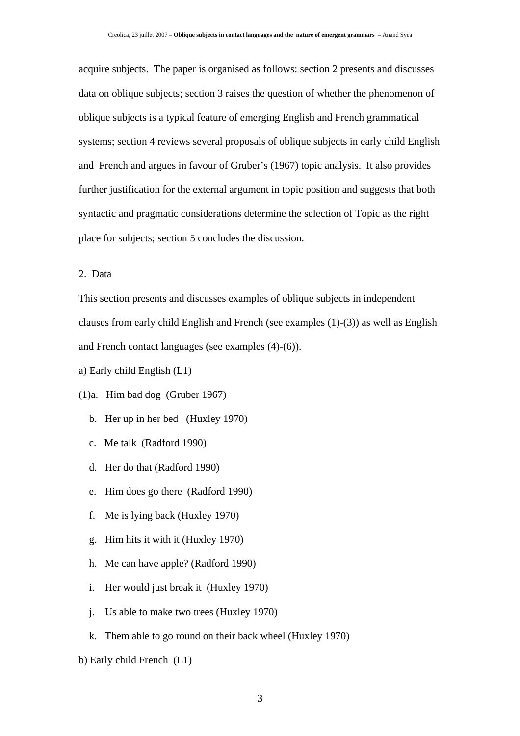acquire subjects. The paper is organised as follows: section 2 presents and discusses data on oblique subjects; section 3 raises the question of whether the phenomenon of oblique subjects is a typical feature of emerging English and French grammatical systems; section 4 reviews several proposals of oblique subjects in early child English and French and argues in favour of Gruber's (1967) topic analysis. It also provides further justification for the external argument in topic position and suggests that both syntactic and pragmatic considerations determine the selection of Topic as the right place for subjects; section 5 concludes the discussion.

## 2. Data

This section presents and discusses examples of oblique subjects in independent clauses from early child English and French (see examples (1)-(3)) as well as English and French contact languages (see examples (4)-(6)).

a) Early child English (L1)

(1)a. Him bad dog (Gruber 1967)

b. Her up in her bed (Huxley 1970)

c. Me talk (Radford 1990)

d. Her do that (Radford 1990)

e. Him does go there (Radford 1990)

f. Me is lying back (Huxley 1970)

g. Him hits it with it (Huxley 1970)

h. Me can have apple? (Radford 1990)

i. Her would just break it (Huxley 1970)

j. Us able to make two trees (Huxley 1970)

k. Them able to go round on their back wheel (Huxley 1970)

b) Early child French (L1)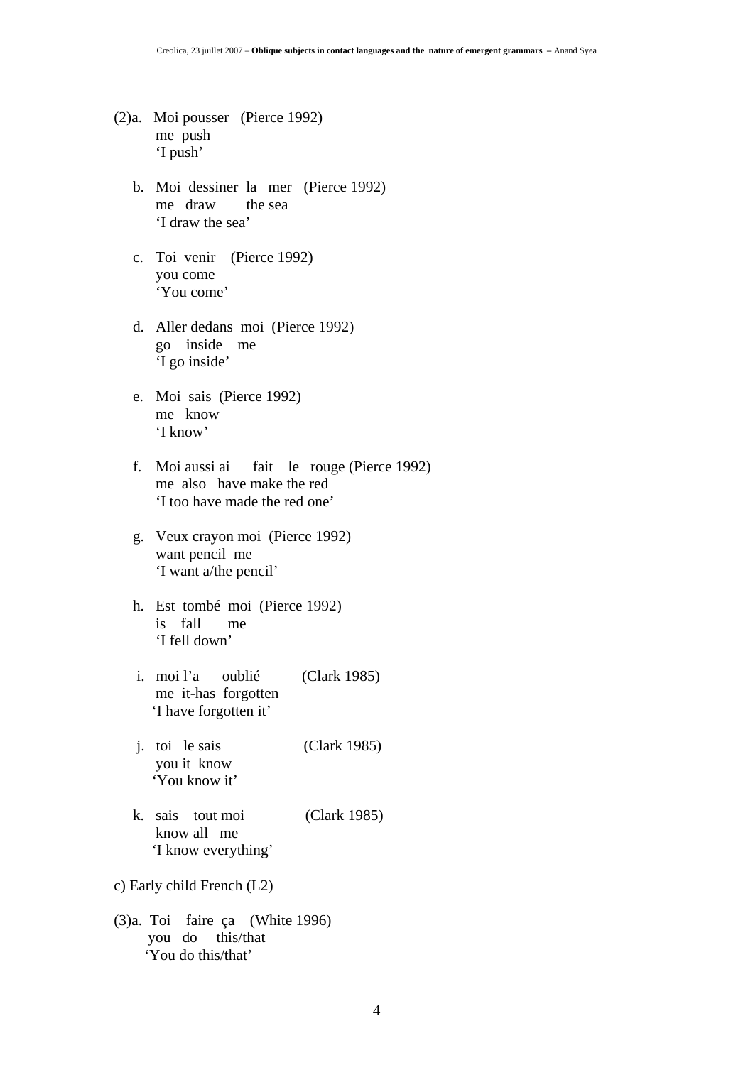(2)a. Moi pousser (Pierce 1992)
me push
'I push'

b. Moi dessiner la mer (Pierce 1992)
me draw the sea
'I draw the sea'

c. Toi venir (Pierce 1992)
you come
'You come'

d. Aller dedans moi (Pierce 1992)
go inside me
'I go inside'

e. Moi sais (Pierce 1992)
me know
'I know'

f. Moi aussi ai fait le rouge (Pierce 1992)
me also have make the red
'I too have made the red one'

g. Veux crayon moi (Pierce 1992)
want pencil me
'I want a/the pencil'

h. Est tombé moi (Pierce 1992)
is fall me
'I fell down'

i. moi l'a oublié (Clark 1985)
me it-has forgotten
'I have forgotten it'

j. toi le sais (Clark 1985)
you it know
'You know it'

k. sais tout moi (Clark 1985)
know all me
'I know everything'

c) Early child French (L2)

(3)a. Toi faire ça (White 1996)
you do this/that
'You do this/that'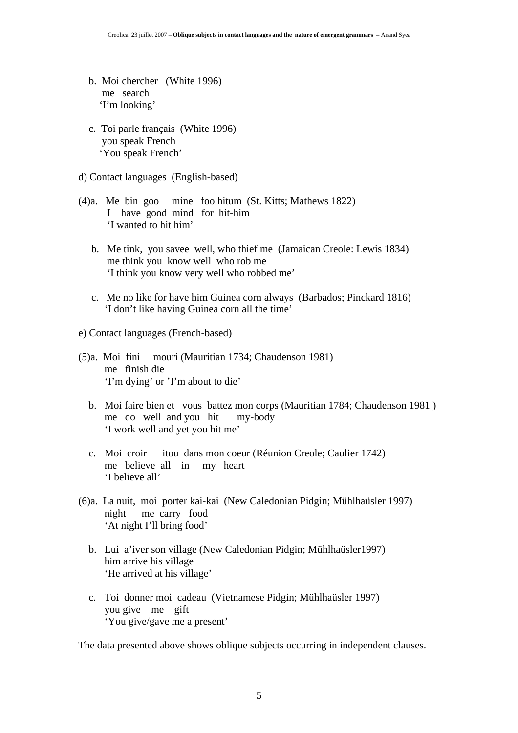b. Moi chercher (White 1996)
   me search
   'I'm looking'

c. Toi parle français (White 1996)
   you speak French
   'You speak French'

d) Contact languages (English-based)

(4)a. Me bin goo mine foo hitum (St. Kitts; Mathews 1822)
   I have good mind for hit-him
   'I wanted to hit him'

b. Me tink, you savee well, who thief me (Jamaican Creole: Lewis 1834)
   me think you know well who rob me
   'I think you know very well who robbed me'

c. Me no like for have him Guinea corn always (Barbados; Pinckard 1816)
   'I don't like having Guinea corn all the time'

e) Contact languages (French-based)

(5)a. Moi fini mouri (Mauritian 1734; Chaudenson 1981)
   me finish die
   'I'm dying' or 'I'm about to die'

b. Moi faire bien et vous battez mon corps (Mauritian 1784; Chaudenson 1981 )
   me do well and you hit my-body
   'I work well and yet you hit me'

c. Moi croir itou dans mon coeur (Réunion Creole; Caulier 1742)
   me believe all in my heart
   'I believe all'

(6)a. La nuit, moi porter kai-kai (New Caledonian Pidgin; Mühlhaüsler 1997)
   night me carry food
   'At night I'll bring food'

b. Lui a'iver son village (New Caledonian Pidgin; Mühlhaüsler1997)
   him arrive his village
   'He arrived at his village'

c. Toi donner moi cadeau (Vietnamese Pidgin; Mühlhaüsler 1997)
   you give me gift
   'You give/gave me a present'

The data presented above shows oblique subjects occurring in independent clauses.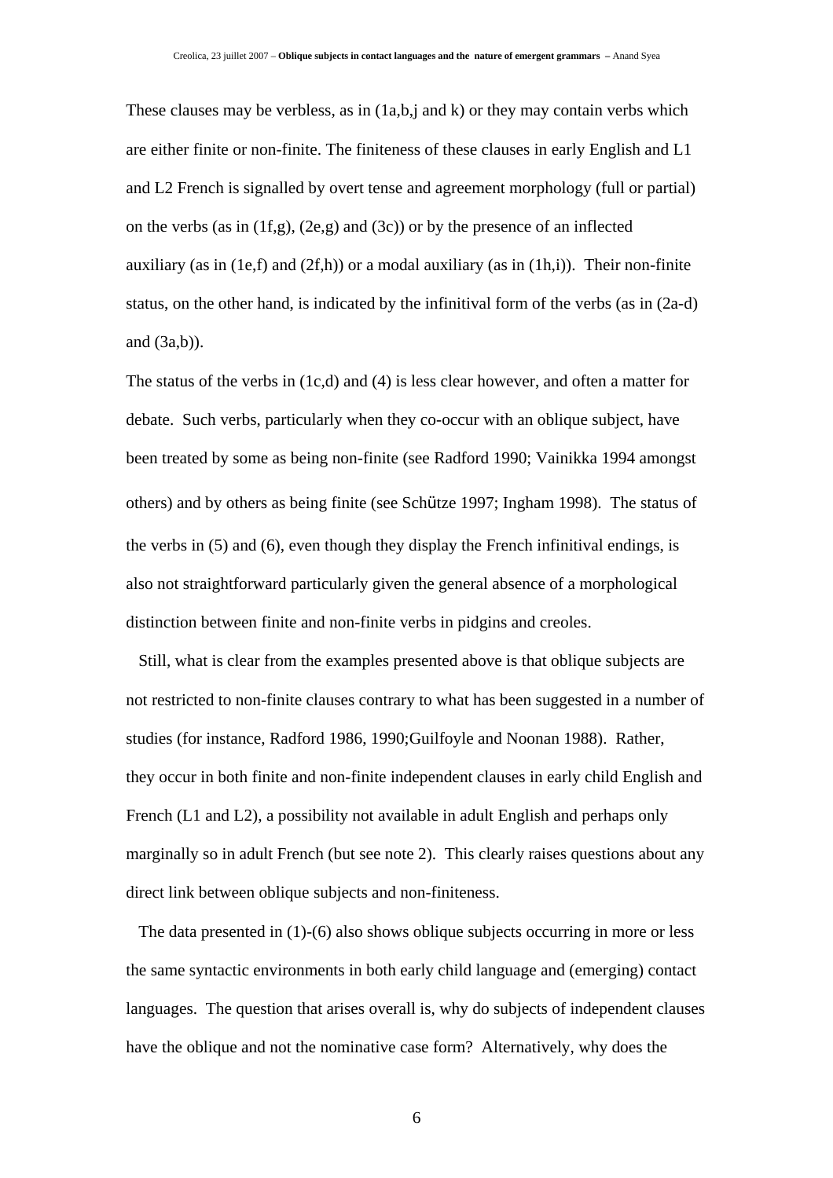These clauses may be verbless, as in (1a,b,j and k) or they may contain verbs which are either finite or non-finite. The finiteness of these clauses in early English and L1 and L2 French is signalled by overt tense and agreement morphology (full or partial) on the verbs (as in (1f,g), (2e,g) and (3c)) or by the presence of an inflected auxiliary (as in (1e,f) and (2f,h)) or a modal auxiliary (as in (1h,i)). Their non-finite status, on the other hand, is indicated by the infinitival form of the verbs (as in (2a-d) and (3a,b)).

The status of the verbs in (1c,d) and (4) is less clear however, and often a matter for debate. Such verbs, particularly when they co-occur with an oblique subject, have been treated by some as being non-finite (see Radford 1990; Vainikka 1994 amongst others) and by others as being finite (see Schütze 1997; Ingham 1998). The status of the verbs in (5) and (6), even though they display the French infinitival endings, is also not straightforward particularly given the general absence of a morphological distinction between finite and non-finite verbs in pidgins and creoles.

Still, what is clear from the examples presented above is that oblique subjects are not restricted to non-finite clauses contrary to what has been suggested in a number of studies (for instance, Radford 1986, 1990;Guilfoyle and Noonan 1988). Rather, they occur in both finite and non-finite independent clauses in early child English and French (L1 and L2), a possibility not available in adult English and perhaps only marginally so in adult French (but see note 2). This clearly raises questions about any direct link between oblique subjects and non-finiteness.

The data presented in (1)-(6) also shows oblique subjects occurring in more or less the same syntactic environments in both early child language and (emerging) contact languages. The question that arises overall is, why do subjects of independent clauses have the oblique and not the nominative case form? Alternatively, why does the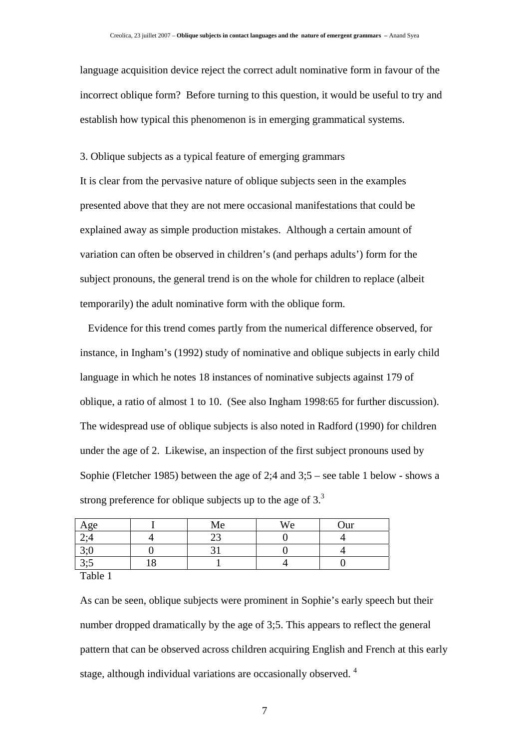language acquisition device reject the correct adult nominative form in favour of the incorrect oblique form? Before turning to this question, it would be useful to try and establish how typical this phenomenon is in emerging grammatical systems.

## 3. Oblique subjects as a typical feature of emerging grammars

It is clear from the pervasive nature of oblique subjects seen in the examples presented above that they are not mere occasional manifestations that could be explained away as simple production mistakes. Although a certain amount of variation can often be observed in children's (and perhaps adults') form for the subject pronouns, the general trend is on the whole for children to replace (albeit temporarily) the adult nominative form with the oblique form.

Evidence for this trend comes partly from the numerical difference observed, for instance, in Ingham's (1992) study of nominative and oblique subjects in early child language in which he notes 18 instances of nominative subjects against 179 of oblique, a ratio of almost 1 to 10. (See also Ingham 1998:65 for further discussion). The widespread use of oblique subjects is also noted in Radford (1990) for children under the age of 2. Likewise, an inspection of the first subject pronouns used by Sophie (Fletcher 1985) between the age of 2;4 and 3;5 – see table 1 below - shows a strong preference for oblique subjects up to the age of 3.[3]

| Age | I | Me | We | Our |
|---|---|---|---|---|
| 2;4 | 4 | 23 | 0 | 4 |
| 3;0 | 0 | 31 | 0 | 4 |
| 3;5 | 18 | 1 | 4 | 0 |

Table 1

As can be seen, oblique subjects were prominent in Sophie's early speech but their number dropped dramatically by the age of 3;5. This appears to reflect the general pattern that can be observed across children acquiring English and French at this early stage, although individual variations are occasionally observed. [4]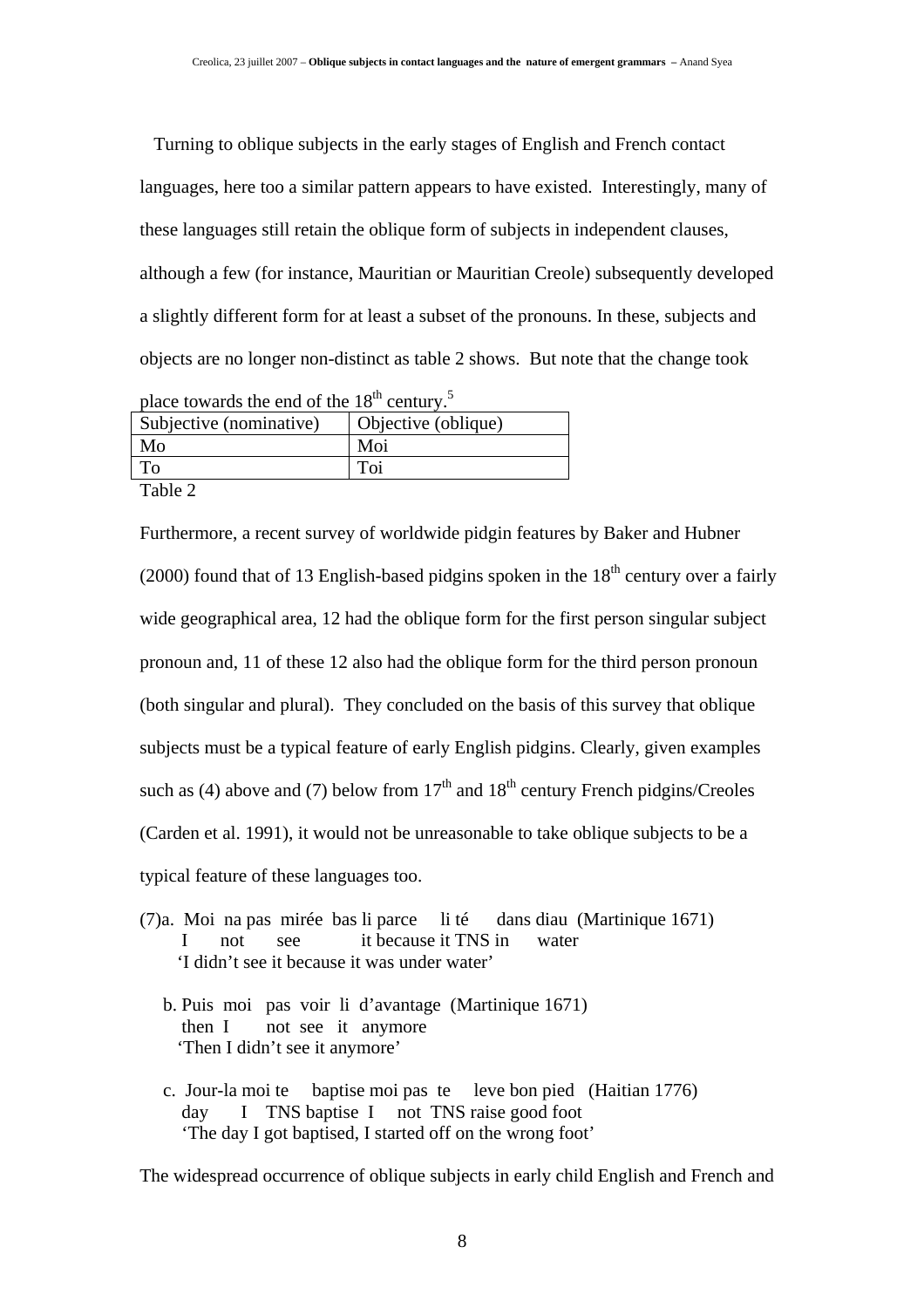Turning to oblique subjects in the early stages of English and French contact languages, here too a similar pattern appears to have existed. Interestingly, many of these languages still retain the oblique form of subjects in independent clauses, although a few (for instance, Mauritian or Mauritian Creole) subsequently developed a slightly different form for at least a subset of the pronouns. In these, subjects and objects are no longer non-distinct as table 2 shows. But note that the change took place towards the end of the 18th century.[5]

| Subjective (nominative) | Objective (oblique) |
|---|---|
| Mo | Moi |
| To | Toi |

Table 2

Furthermore, a recent survey of worldwide pidgin features by Baker and Hubner (2000) found that of 13 English-based pidgins spoken in the 18th century over a fairly wide geographical area, 12 had the oblique form for the first person singular subject pronoun and, 11 of these 12 also had the oblique form for the third person pronoun (both singular and plural). They concluded on the basis of this survey that oblique subjects must be a typical feature of early English pidgins. Clearly, given examples such as (4) above and (7) below from 17th and 18th century French pidgins/Creoles (Carden et al. 1991), it would not be unreasonable to take oblique subjects to be a typical feature of these languages too.

(7)a. Moi na pas mirée bas li parce li té dans diau (Martinique 1671)
       I not see it because it TNS in water
       'I didn't see it because it was under water'

   b. Puis moi pas voir li d'avantage (Martinique 1671)
       then I not see it anymore
       'Then I didn't see it anymore'

   c. Jour-la moi te baptise moi pas te leve bon pied (Haitian 1776)
       day I TNS baptise I not TNS raise good foot
       'The day I got baptised, I started off on the wrong foot'

The widespread occurrence of oblique subjects in early child English and French and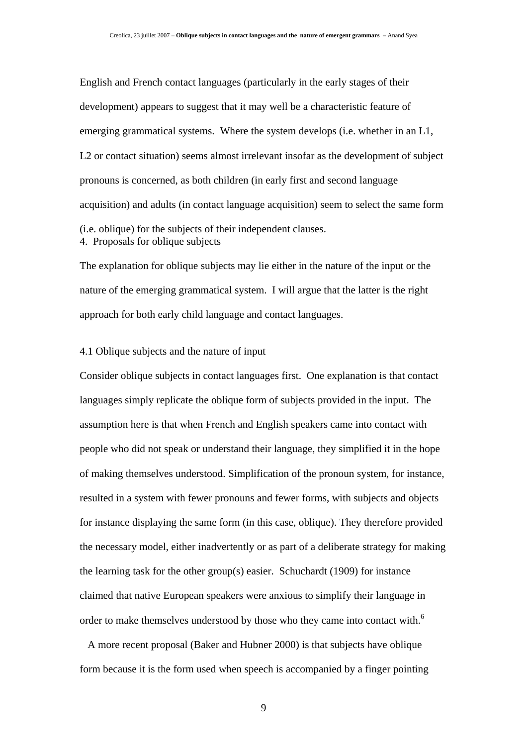English and French contact languages (particularly in the early stages of their development) appears to suggest that it may well be a characteristic feature of emerging grammatical systems. Where the system develops (i.e. whether in an L1, L2 or contact situation) seems almost irrelevant insofar as the development of subject pronouns is concerned, as both children (in early first and second language acquisition) and adults (in contact language acquisition) seem to select the same form (i.e. oblique) for the subjects of their independent clauses.

## 4. Proposals for oblique subjects

The explanation for oblique subjects may lie either in the nature of the input or the nature of the emerging grammatical system. I will argue that the latter is the right approach for both early child language and contact languages.

### 4.1 Oblique subjects and the nature of input

Consider oblique subjects in contact languages first. One explanation is that contact languages simply replicate the oblique form of subjects provided in the input. The assumption here is that when French and English speakers came into contact with people who did not speak or understand their language, they simplified it in the hope of making themselves understood. Simplification of the pronoun system, for instance, resulted in a system with fewer pronouns and fewer forms, with subjects and objects for instance displaying the same form (in this case, oblique). They therefore provided the necessary model, either inadvertently or as part of a deliberate strategy for making the learning task for the other group(s) easier. Schuchardt (1909) for instance claimed that native European speakers were anxious to simplify their language in order to make themselves understood by those who they came into contact with.[6]

A more recent proposal (Baker and Hubner 2000) is that subjects have oblique form because it is the form used when speech is accompanied by a finger pointing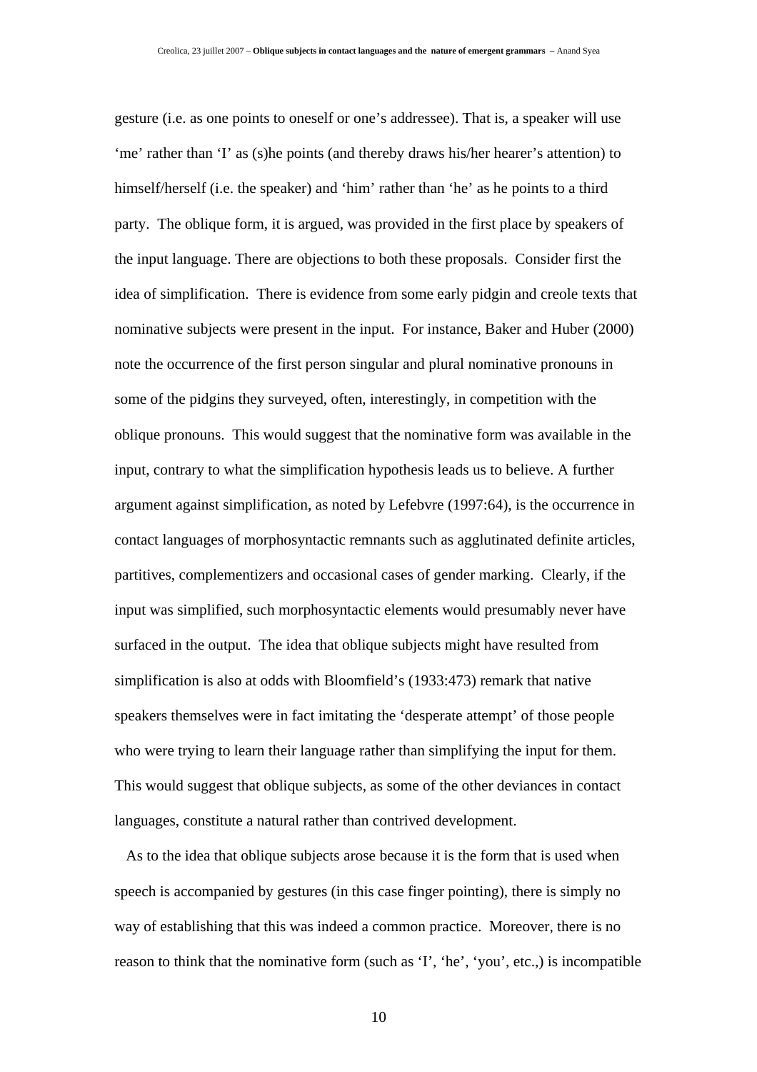gesture (i.e. as one points to oneself or one's addressee). That is, a speaker will use 'me' rather than 'I' as (s)he points (and thereby draws his/her hearer's attention) to himself/herself (i.e. the speaker) and 'him' rather than 'he' as he points to a third party. The oblique form, it is argued, was provided in the first place by speakers of the input language. There are objections to both these proposals. Consider first the idea of simplification. There is evidence from some early pidgin and creole texts that nominative subjects were present in the input. For instance, Baker and Huber (2000) note the occurrence of the first person singular and plural nominative pronouns in some of the pidgins they surveyed, often, interestingly, in competition with the oblique pronouns. This would suggest that the nominative form was available in the input, contrary to what the simplification hypothesis leads us to believe. A further argument against simplification, as noted by Lefebvre (1997:64), is the occurrence in contact languages of morphosyntactic remnants such as agglutinated definite articles, partitives, complementizers and occasional cases of gender marking. Clearly, if the input was simplified, such morphosyntactic elements would presumably never have surfaced in the output. The idea that oblique subjects might have resulted from simplification is also at odds with Bloomfield's (1933:473) remark that native speakers themselves were in fact imitating the 'desperate attempt' of those people who were trying to learn their language rather than simplifying the input for them. This would suggest that oblique subjects, as some of the other deviances in contact languages, constitute a natural rather than contrived development.

As to the idea that oblique subjects arose because it is the form that is used when speech is accompanied by gestures (in this case finger pointing), there is simply no way of establishing that this was indeed a common practice. Moreover, there is no reason to think that the nominative form (such as 'I', 'he', 'you', etc.,) is incompatible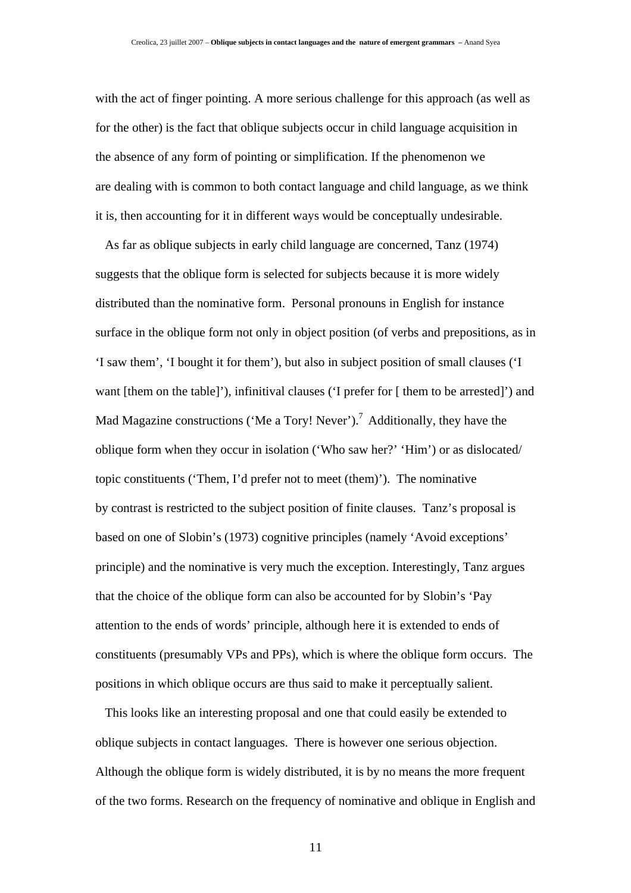with the act of finger pointing. A more serious challenge for this approach (as well as for the other) is the fact that oblique subjects occur in child language acquisition in the absence of any form of pointing or simplification. If the phenomenon we are dealing with is common to both contact language and child language, as we think it is, then accounting for it in different ways would be conceptually undesirable.

As far as oblique subjects in early child language are concerned, Tanz (1974) suggests that the oblique form is selected for subjects because it is more widely distributed than the nominative form. Personal pronouns in English for instance surface in the oblique form not only in object position (of verbs and prepositions, as in 'I saw them', 'I bought it for them'), but also in subject position of small clauses ('I want [them on the table]'), infinitival clauses ('I prefer for [ them to be arrested]') and Mad Magazine constructions ('Me a Tory! Never').[7] Additionally, they have the oblique form when they occur in isolation ('Who saw her?' 'Him') or as dislocated/ topic constituents ('Them, I'd prefer not to meet (them)'). The nominative by contrast is restricted to the subject position of finite clauses. Tanz's proposal is based on one of Slobin's (1973) cognitive principles (namely 'Avoid exceptions' principle) and the nominative is very much the exception. Interestingly, Tanz argues that the choice of the oblique form can also be accounted for by Slobin's 'Pay attention to the ends of words' principle, although here it is extended to ends of constituents (presumably VPs and PPs), which is where the oblique form occurs. The positions in which oblique occurs are thus said to make it perceptually salient.

This looks like an interesting proposal and one that could easily be extended to oblique subjects in contact languages. There is however one serious objection. Although the oblique form is widely distributed, it is by no means the more frequent of the two forms. Research on the frequency of nominative and oblique in English and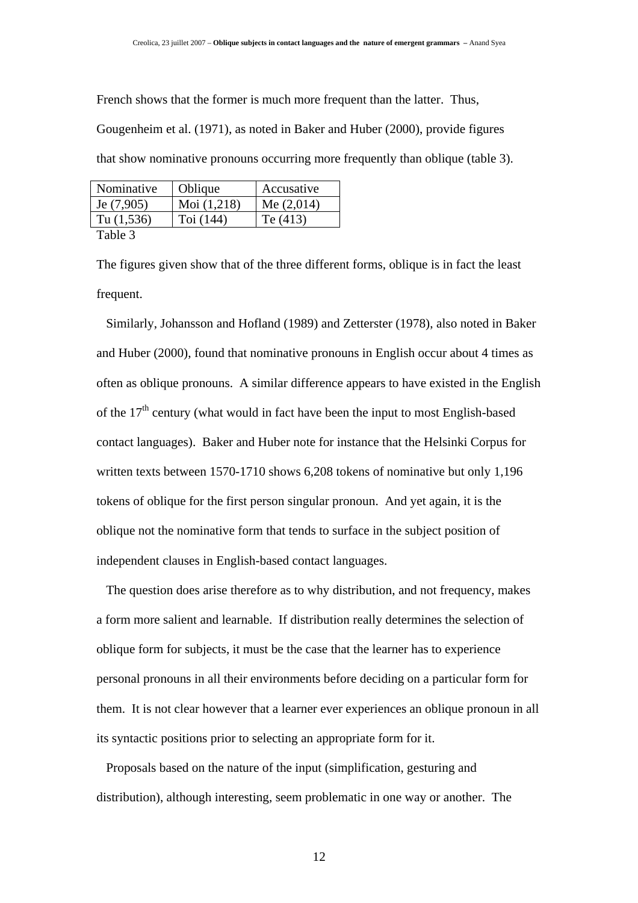French shows that the former is much more frequent than the latter. Thus, Gougenheim et al. (1971), as noted in Baker and Huber (2000), provide figures that show nominative pronouns occurring more frequently than oblique (table 3).

| Nominative | Oblique | Accusative |
|---|---|---|
| Je (7,905) | Moi (1,218) | Me (2,014) |
| Tu (1,536) | Toi (144) | Te (413) |

Table 3

The figures given show that of the three different forms, oblique is in fact the least frequent.

Similarly, Johansson and Hofland (1989) and Zetterster (1978), also noted in Baker and Huber (2000), found that nominative pronouns in English occur about 4 times as often as oblique pronouns. A similar difference appears to have existed in the English of the 17th century (what would in fact have been the input to most English-based contact languages). Baker and Huber note for instance that the Helsinki Corpus for written texts between 1570-1710 shows 6,208 tokens of nominative but only 1,196 tokens of oblique for the first person singular pronoun. And yet again, it is the oblique not the nominative form that tends to surface in the subject position of independent clauses in English-based contact languages.

The question does arise therefore as to why distribution, and not frequency, makes a form more salient and learnable. If distribution really determines the selection of oblique form for subjects, it must be the case that the learner has to experience personal pronouns in all their environments before deciding on a particular form for them. It is not clear however that a learner ever experiences an oblique pronoun in all its syntactic positions prior to selecting an appropriate form for it.

Proposals based on the nature of the input (simplification, gesturing and distribution), although interesting, seem problematic in one way or another. The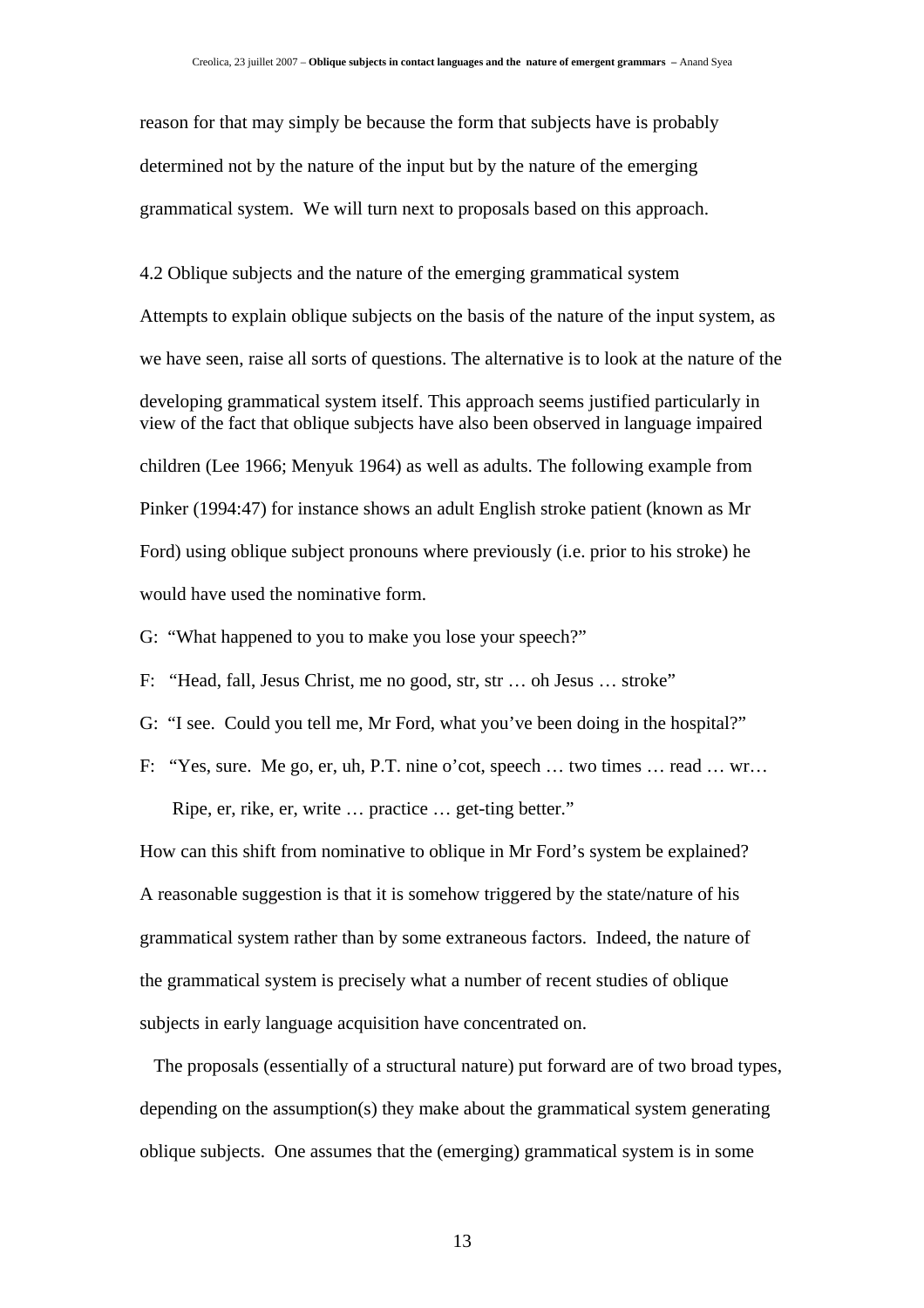reason for that may simply be because the form that subjects have is probably determined not by the nature of the input but by the nature of the emerging grammatical system. We will turn next to proposals based on this approach.

## 4.2 Oblique subjects and the nature of the emerging grammatical system

Attempts to explain oblique subjects on the basis of the nature of the input system, as we have seen, raise all sorts of questions. The alternative is to look at the nature of the developing grammatical system itself. This approach seems justified particularly in view of the fact that oblique subjects have also been observed in language impaired children (Lee 1966; Menyuk 1964) as well as adults. The following example from Pinker (1994:47) for instance shows an adult English stroke patient (known as Mr Ford) using oblique subject pronouns where previously (i.e. prior to his stroke) he would have used the nominative form.

G: "What happened to you to make you lose your speech?"

F: "Head, fall, Jesus Christ, me no good, str, str … oh Jesus … stroke"

G: "I see. Could you tell me, Mr Ford, what you've been doing in the hospital?"

F: "Yes, sure. Me go, er, uh, P.T. nine o'cot, speech … two times … read … wr… Ripe, er, rike, er, write … practice … get-ting better."

How can this shift from nominative to oblique in Mr Ford's system be explained? A reasonable suggestion is that it is somehow triggered by the state/nature of his grammatical system rather than by some extraneous factors. Indeed, the nature of the grammatical system is precisely what a number of recent studies of oblique subjects in early language acquisition have concentrated on.

The proposals (essentially of a structural nature) put forward are of two broad types, depending on the assumption(s) they make about the grammatical system generating oblique subjects. One assumes that the (emerging) grammatical system is in some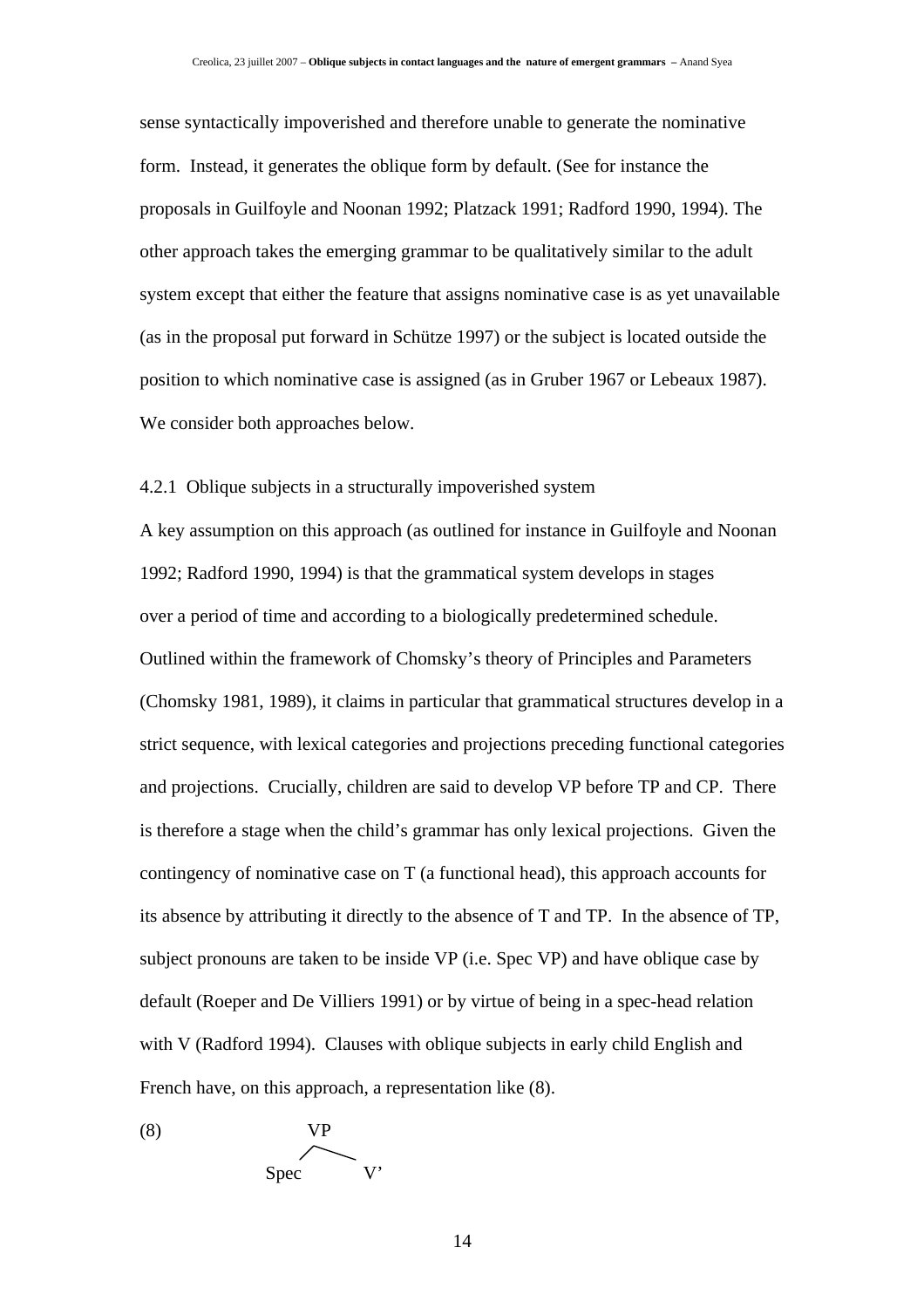sense syntactically impoverished and therefore unable to generate the nominative form. Instead, it generates the oblique form by default. (See for instance the proposals in Guilfoyle and Noonan 1992; Platzack 1991; Radford 1990, 1994). The other approach takes the emerging grammar to be qualitatively similar to the adult system except that either the feature that assigns nominative case is as yet unavailable (as in the proposal put forward in Schütze 1997) or the subject is located outside the position to which nominative case is assigned (as in Gruber 1967 or Lebeaux 1987). We consider both approaches below.

4.2.1 Oblique subjects in a structurally impoverished system

A key assumption on this approach (as outlined for instance in Guilfoyle and Noonan 1992; Radford 1990, 1994) is that the grammatical system develops in stages over a period of time and according to a biologically predetermined schedule. Outlined within the framework of Chomsky's theory of Principles and Parameters (Chomsky 1981, 1989), it claims in particular that grammatical structures develop in a strict sequence, with lexical categories and projections preceding functional categories and projections. Crucially, children are said to develop VP before TP and CP. There is therefore a stage when the child's grammar has only lexical projections. Given the contingency of nominative case on T (a functional head), this approach accounts for its absence by attributing it directly to the absence of T and TP. In the absence of TP, subject pronouns are taken to be inside VP (i.e. Spec VP) and have oblique case by default (Roeper and De Villiers 1991) or by virtue of being in a spec-head relation with V (Radford 1994). Clauses with oblique subjects in early child English and French have, on this approach, a representation like (8).

(8)
```
        VP
       /  \
   Spec    V'
```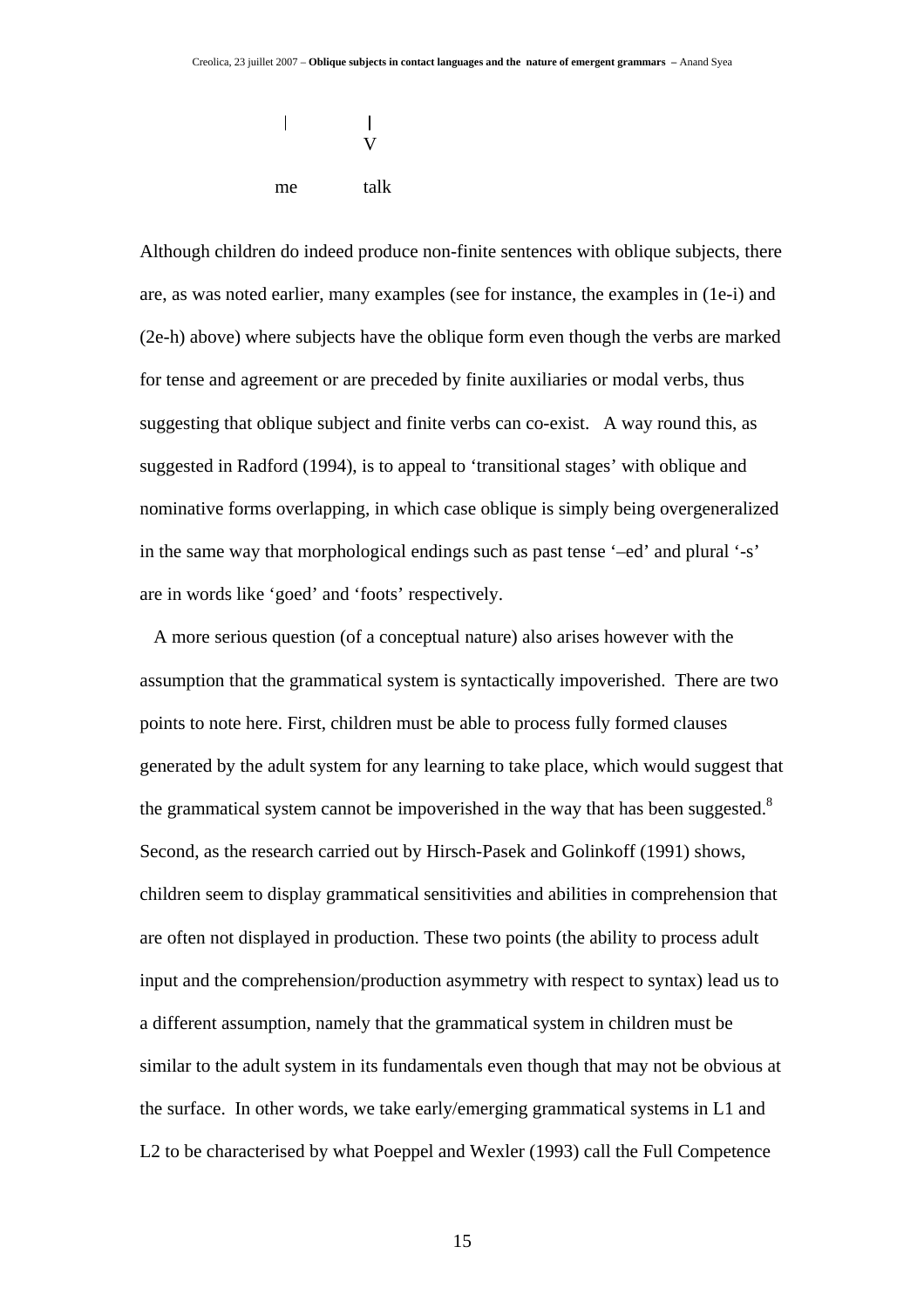```
|         |
          V

me        talk
```

Although children do indeed produce non-finite sentences with oblique subjects, there are, as was noted earlier, many examples (see for instance, the examples in (1e-i) and (2e-h) above) where subjects have the oblique form even though the verbs are marked for tense and agreement or are preceded by finite auxiliaries or modal verbs, thus suggesting that oblique subject and finite verbs can co-exist. A way round this, as suggested in Radford (1994), is to appeal to 'transitional stages' with oblique and nominative forms overlapping, in which case oblique is simply being overgeneralized in the same way that morphological endings such as past tense '–ed' and plural '-s' are in words like 'goed' and 'foots' respectively.

A more serious question (of a conceptual nature) also arises however with the assumption that the grammatical system is syntactically impoverished. There are two points to note here. First, children must be able to process fully formed clauses generated by the adult system for any learning to take place, which would suggest that the grammatical system cannot be impoverished in the way that has been suggested.[8] Second, as the research carried out by Hirsch-Pasek and Golinkoff (1991) shows, children seem to display grammatical sensitivities and abilities in comprehension that are often not displayed in production. These two points (the ability to process adult input and the comprehension/production asymmetry with respect to syntax) lead us to a different assumption, namely that the grammatical system in children must be similar to the adult system in its fundamentals even though that may not be obvious at the surface. In other words, we take early/emerging grammatical systems in L1 and L2 to be characterised by what Poeppel and Wexler (1993) call the Full Competence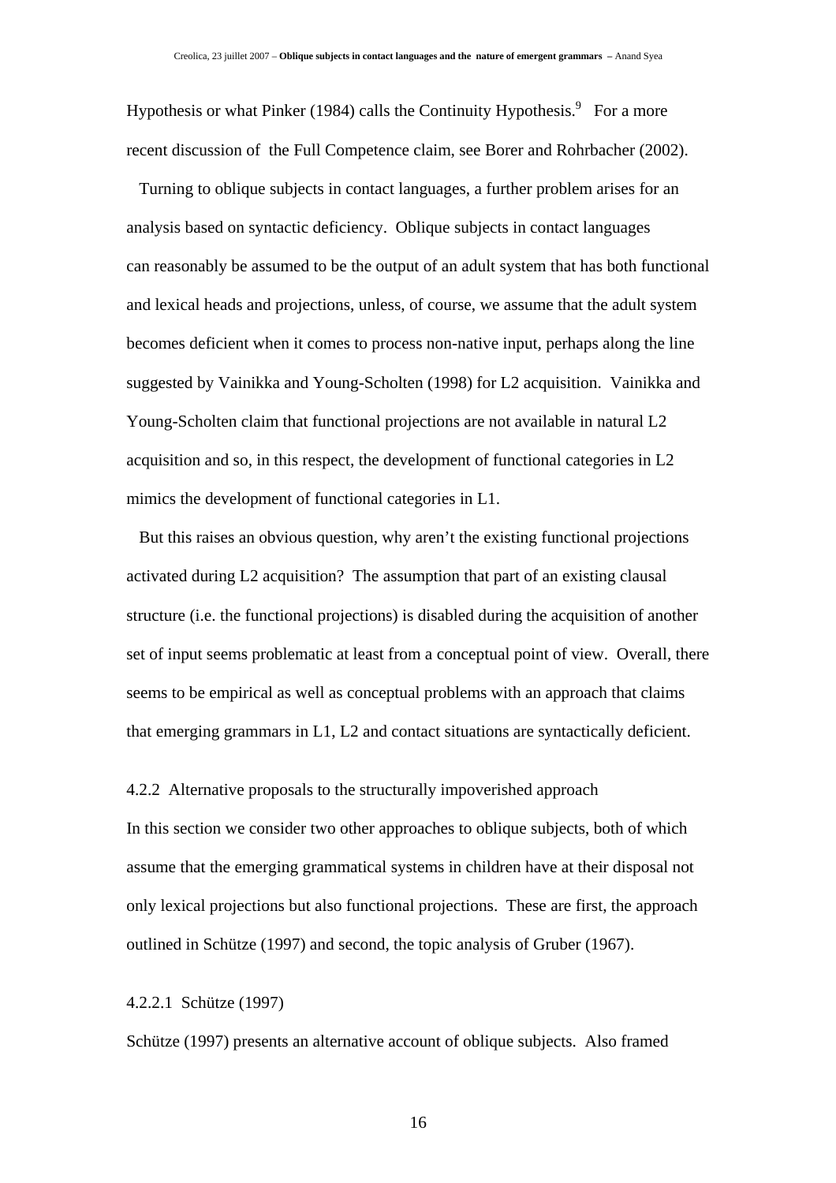Hypothesis or what Pinker (1984) calls the Continuity Hypothesis.[9] For a more recent discussion of the Full Competence claim, see Borer and Rohrbacher (2002).

Turning to oblique subjects in contact languages, a further problem arises for an analysis based on syntactic deficiency. Oblique subjects in contact languages can reasonably be assumed to be the output of an adult system that has both functional and lexical heads and projections, unless, of course, we assume that the adult system becomes deficient when it comes to process non-native input, perhaps along the line suggested by Vainikka and Young-Scholten (1998) for L2 acquisition. Vainikka and Young-Scholten claim that functional projections are not available in natural L2 acquisition and so, in this respect, the development of functional categories in L2 mimics the development of functional categories in L1.

But this raises an obvious question, why aren't the existing functional projections activated during L2 acquisition? The assumption that part of an existing clausal structure (i.e. the functional projections) is disabled during the acquisition of another set of input seems problematic at least from a conceptual point of view. Overall, there seems to be empirical as well as conceptual problems with an approach that claims that emerging grammars in L1, L2 and contact situations are syntactically deficient.

#### 4.2.2 Alternative proposals to the structurally impoverished approach

In this section we consider two other approaches to oblique subjects, both of which assume that the emerging grammatical systems in children have at their disposal not only lexical projections but also functional projections. These are first, the approach outlined in Schütze (1997) and second, the topic analysis of Gruber (1967).

##### 4.2.2.1 Schütze (1997)

Schütze (1997) presents an alternative account of oblique subjects. Also framed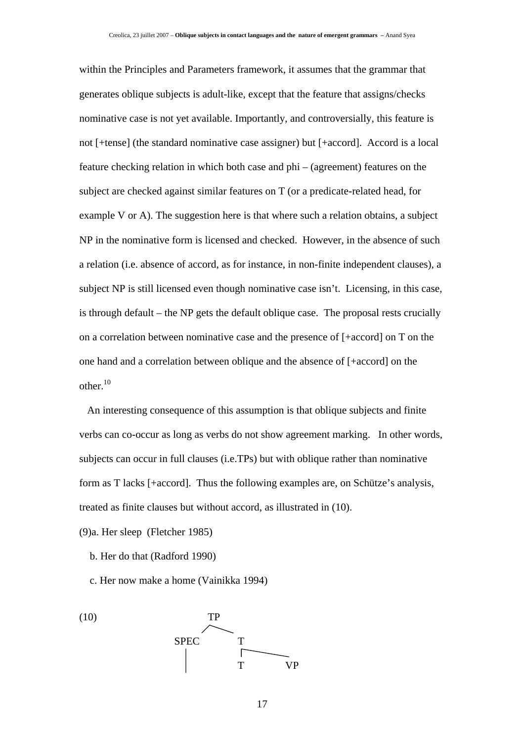within the Principles and Parameters framework, it assumes that the grammar that generates oblique subjects is adult-like, except that the feature that assigns/checks nominative case is not yet available. Importantly, and controversially, this feature is not [+tense] (the standard nominative case assigner) but [+accord]. Accord is a local feature checking relation in which both case and phi – (agreement) features on the subject are checked against similar features on T (or a predicate-related head, for example V or A). The suggestion here is that where such a relation obtains, a subject NP in the nominative form is licensed and checked. However, in the absence of such a relation (i.e. absence of accord, as for instance, in non-finite independent clauses), a subject NP is still licensed even though nominative case isn't. Licensing, in this case, is through default – the NP gets the default oblique case. The proposal rests crucially on a correlation between nominative case and the presence of [+accord] on T on the one hand and a correlation between oblique and the absence of [+accord] on the other.[10]

An interesting consequence of this assumption is that oblique subjects and finite verbs can co-occur as long as verbs do not show agreement marking. In other words, subjects can occur in full clauses (i.e.TPs) but with oblique rather than nominative form as T lacks [+accord]. Thus the following examples are, on Schütze's analysis, treated as finite clauses but without accord, as illustrated in (10).

(9)a. Her sleep (Fletcher 1985)

b. Her do that (Radford 1990)

c. Her now make a home (Vainikka 1994)

(10)

```
            TP
          /    \
      SPEC      T
        |      /  \
               T    VP
```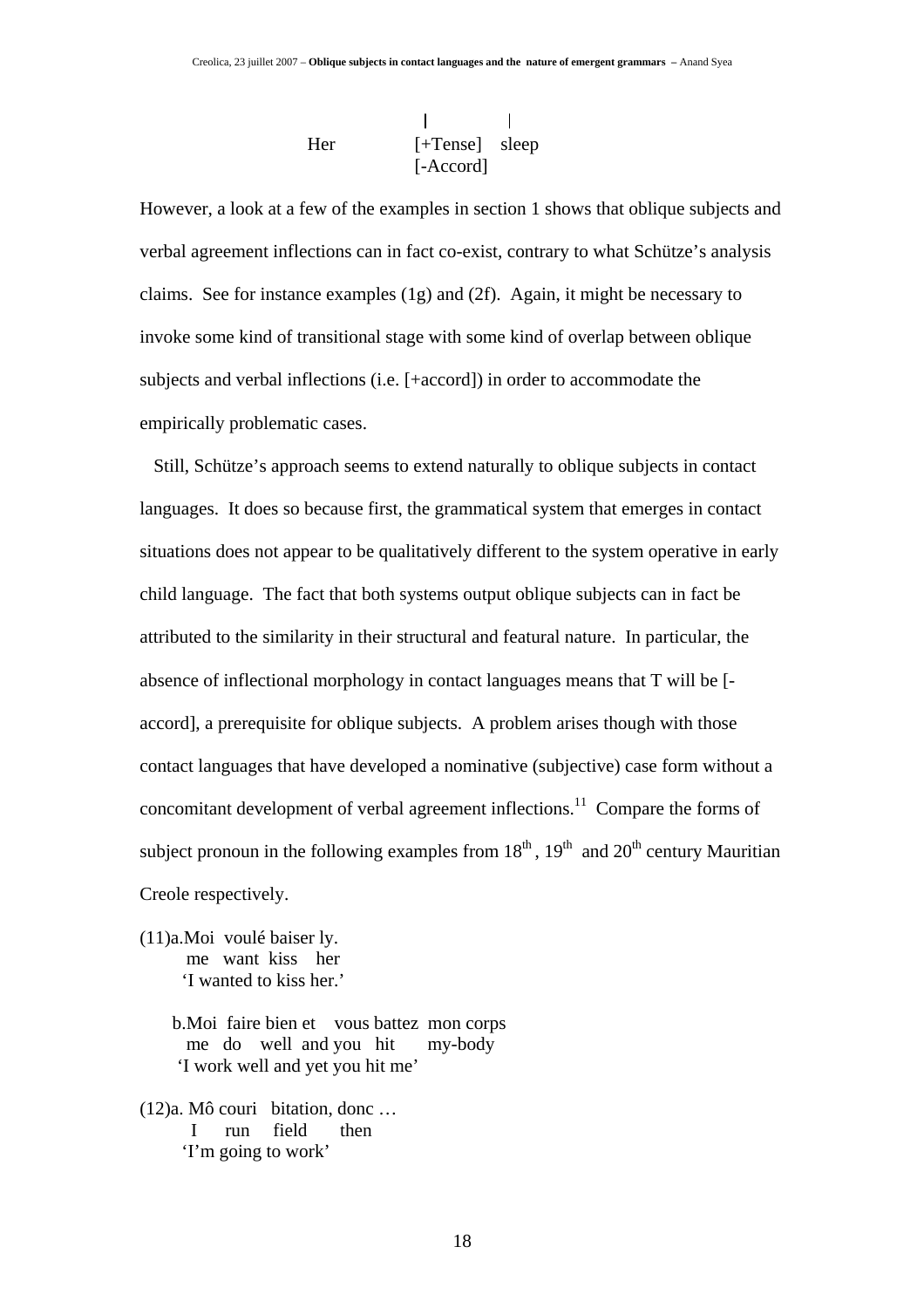```
            |              |
Her      [+Tense]    sleep
         [-Accord]
```

However, a look at a few of the examples in section 1 shows that oblique subjects and verbal agreement inflections can in fact co-exist, contrary to what Schütze's analysis claims. See for instance examples (1g) and (2f). Again, it might be necessary to invoke some kind of transitional stage with some kind of overlap between oblique subjects and verbal inflections (i.e. [+accord]) in order to accommodate the empirically problematic cases.

Still, Schütze's approach seems to extend naturally to oblique subjects in contact languages. It does so because first, the grammatical system that emerges in contact situations does not appear to be qualitatively different to the system operative in early child language. The fact that both systems output oblique subjects can in fact be attributed to the similarity in their structural and featural nature. In particular, the absence of inflectional morphology in contact languages means that T will be [-accord], a prerequisite for oblique subjects. A problem arises though with those contact languages that have developed a nominative (subjective) case form without a concomitant development of verbal agreement inflections.[11] Compare the forms of subject pronoun in the following examples from 18th, 19th and 20th century Mauritian Creole respectively.

(11)a. Moi voulé baiser ly.
   me want kiss her
   'I wanted to kiss her.'

   b. Moi faire bien et vous battez mon corps
   me do well and you hit my-body
   'I work well and yet you hit me'

(12)a. Mô couri bitation, donc …
   I run field then
   'I'm going to work'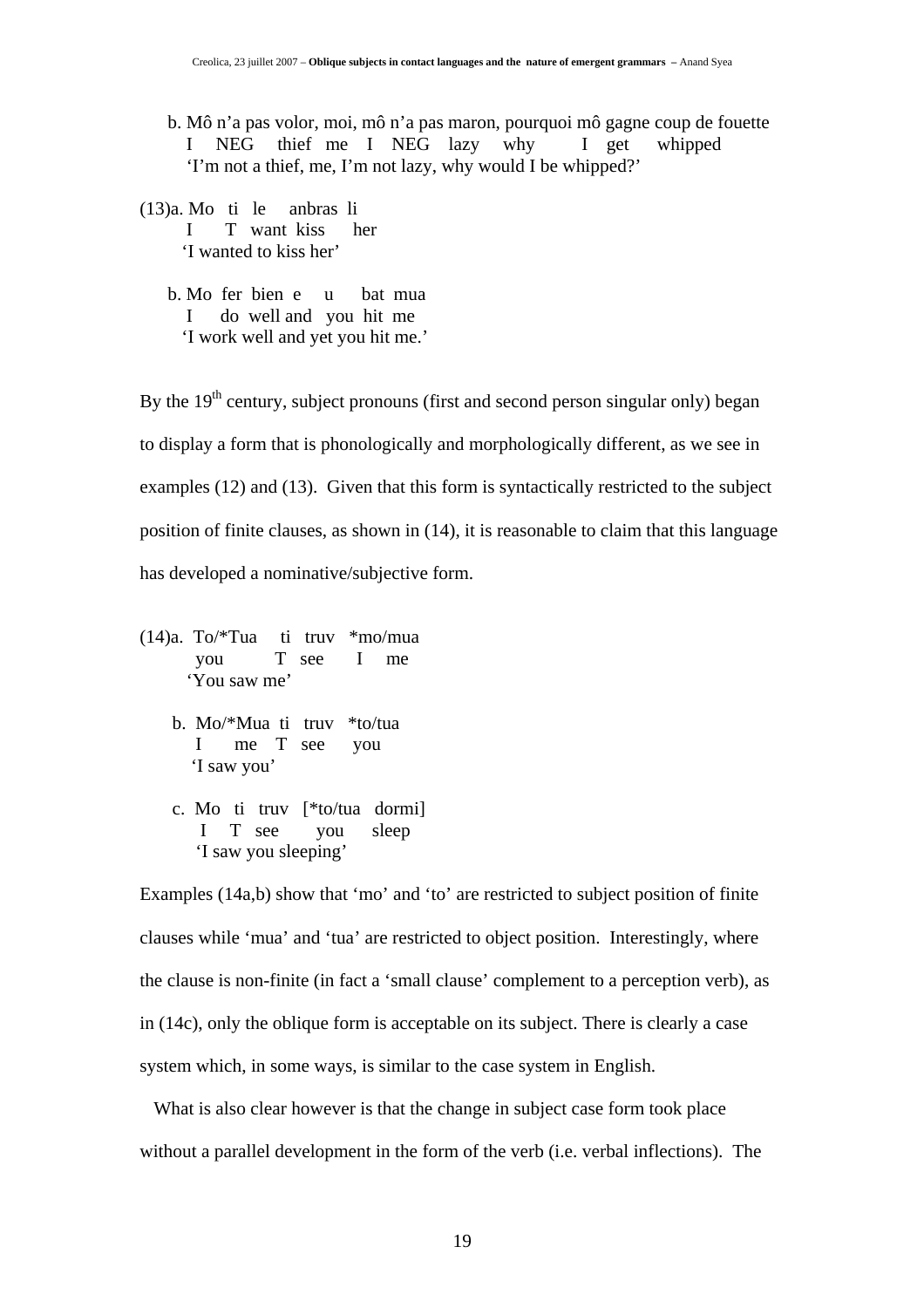b. Mô n'a pas volor, moi, mô n'a pas maron, pourquoi mô gagne coup de fouette
   I NEG thief me I NEG lazy why I get whipped
   'I'm not a thief, me, I'm not lazy, why would I be whipped?'

(13)a. Mo ti le anbras li
   I T want kiss her
   'I wanted to kiss her'

b. Mo fer bien e u bat mua
   I do well and you hit me
   'I work well and yet you hit me.'

By the 19th century, subject pronouns (first and second person singular only) began to display a form that is phonologically and morphologically different, as we see in examples (12) and (13). Given that this form is syntactically restricted to the subject position of finite clauses, as shown in (14), it is reasonable to claim that this language has developed a nominative/subjective form.

(14)a. To/*Tua ti truv *mo/mua
   you T see I me
   'You saw me'

b. Mo/*Mua ti truv *to/tua
   I me T see you
   'I saw you'

c. Mo ti truv [*to/tua dormi]
   I T see you sleep
   'I saw you sleeping'

Examples (14a,b) show that 'mo' and 'to' are restricted to subject position of finite clauses while 'mua' and 'tua' are restricted to object position. Interestingly, where the clause is non-finite (in fact a 'small clause' complement to a perception verb), as in (14c), only the oblique form is acceptable on its subject. There is clearly a case system which, in some ways, is similar to the case system in English.

What is also clear however is that the change in subject case form took place without a parallel development in the form of the verb (i.e. verbal inflections). The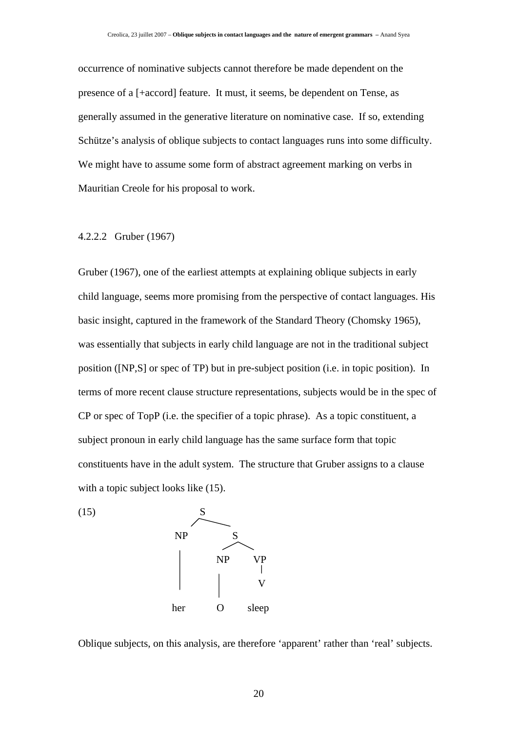occurrence of nominative subjects cannot therefore be made dependent on the presence of a [+accord] feature. It must, it seems, be dependent on Tense, as generally assumed in the generative literature on nominative case. If so, extending Schütze's analysis of oblique subjects to contact languages runs into some difficulty. We might have to assume some form of abstract agreement marking on verbs in Mauritian Creole for his proposal to work.

4.2.2.2 Gruber (1967)

Gruber (1967), one of the earliest attempts at explaining oblique subjects in early child language, seems more promising from the perspective of contact languages. His basic insight, captured in the framework of the Standard Theory (Chomsky 1965), was essentially that subjects in early child language are not in the traditional subject position ([NP,S] or spec of TP) but in pre-subject position (i.e. in topic position). In terms of more recent clause structure representations, subjects would be in the spec of CP or spec of TopP (i.e. the specifier of a topic phrase). As a topic constituent, a subject pronoun in early child language has the same surface form that topic constituents have in the adult system. The structure that Gruber assigns to a clause with a topic subject looks like (15).

(15)

```
        S
       / \
     NP    S
     |    / \
     |  NP   VP
     |   |    |
     |   |    V
    her  O   sleep
```

Oblique subjects, on this analysis, are therefore 'apparent' rather than 'real' subjects.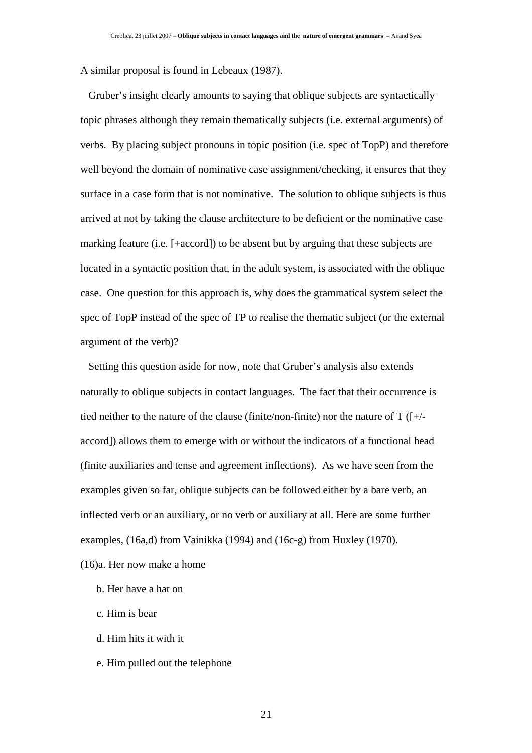A similar proposal is found in Lebeaux (1987).

Gruber's insight clearly amounts to saying that oblique subjects are syntactically topic phrases although they remain thematically subjects (i.e. external arguments) of verbs. By placing subject pronouns in topic position (i.e. spec of TopP) and therefore well beyond the domain of nominative case assignment/checking, it ensures that they surface in a case form that is not nominative. The solution to oblique subjects is thus arrived at not by taking the clause architecture to be deficient or the nominative case marking feature (i.e. [+accord]) to be absent but by arguing that these subjects are located in a syntactic position that, in the adult system, is associated with the oblique case. One question for this approach is, why does the grammatical system select the spec of TopP instead of the spec of TP to realise the thematic subject (or the external argument of the verb)?

Setting this question aside for now, note that Gruber's analysis also extends naturally to oblique subjects in contact languages. The fact that their occurrence is tied neither to the nature of the clause (finite/non-finite) nor the nature of T ([+/-accord]) allows them to emerge with or without the indicators of a functional head (finite auxiliaries and tense and agreement inflections). As we have seen from the examples given so far, oblique subjects can be followed either by a bare verb, an inflected verb or an auxiliary, or no verb or auxiliary at all. Here are some further examples, (16a,d) from Vainikka (1994) and (16c-g) from Huxley (1970).

(16)a. Her now make a home

b. Her have a hat on

c. Him is bear

d. Him hits it with it

e. Him pulled out the telephone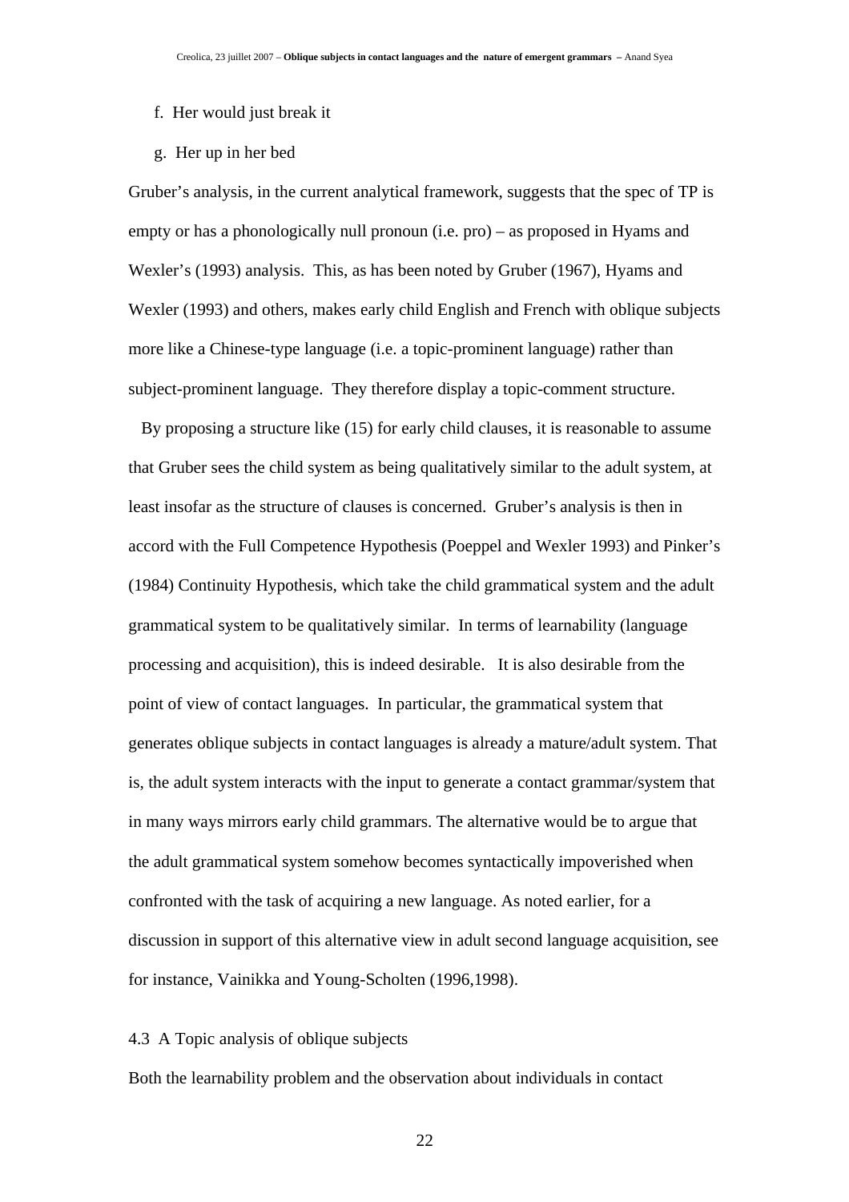f. Her would just break it

g. Her up in her bed

Gruber's analysis, in the current analytical framework, suggests that the spec of TP is empty or has a phonologically null pronoun (i.e. pro) – as proposed in Hyams and Wexler's (1993) analysis. This, as has been noted by Gruber (1967), Hyams and Wexler (1993) and others, makes early child English and French with oblique subjects more like a Chinese-type language (i.e. a topic-prominent language) rather than subject-prominent language. They therefore display a topic-comment structure.

By proposing a structure like (15) for early child clauses, it is reasonable to assume that Gruber sees the child system as being qualitatively similar to the adult system, at least insofar as the structure of clauses is concerned. Gruber's analysis is then in accord with the Full Competence Hypothesis (Poeppel and Wexler 1993) and Pinker's (1984) Continuity Hypothesis, which take the child grammatical system and the adult grammatical system to be qualitatively similar. In terms of learnability (language processing and acquisition), this is indeed desirable. It is also desirable from the point of view of contact languages. In particular, the grammatical system that generates oblique subjects in contact languages is already a mature/adult system. That is, the adult system interacts with the input to generate a contact grammar/system that in many ways mirrors early child grammars. The alternative would be to argue that the adult grammatical system somehow becomes syntactically impoverished when confronted with the task of acquiring a new language. As noted earlier, for a discussion in support of this alternative view in adult second language acquisition, see for instance, Vainikka and Young-Scholten (1996,1998).

### 4.3 A Topic analysis of oblique subjects

Both the learnability problem and the observation about individuals in contact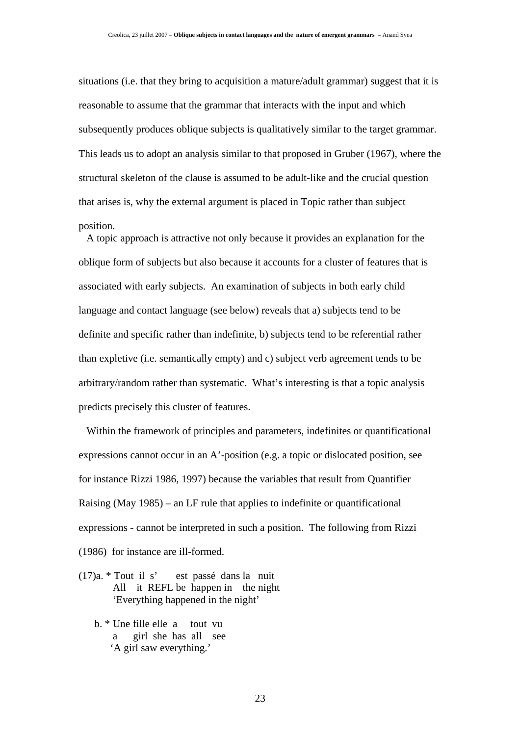situations (i.e. that they bring to acquisition a mature/adult grammar) suggest that it is reasonable to assume that the grammar that interacts with the input and which subsequently produces oblique subjects is qualitatively similar to the target grammar. This leads us to adopt an analysis similar to that proposed in Gruber (1967), where the structural skeleton of the clause is assumed to be adult-like and the crucial question that arises is, why the external argument is placed in Topic rather than subject position.

A topic approach is attractive not only because it provides an explanation for the oblique form of subjects but also because it accounts for a cluster of features that is associated with early subjects. An examination of subjects in both early child language and contact language (see below) reveals that a) subjects tend to be definite and specific rather than indefinite, b) subjects tend to be referential rather than expletive (i.e. semantically empty) and c) subject verb agreement tends to be arbitrary/random rather than systematic. What's interesting is that a topic analysis predicts precisely this cluster of features.

Within the framework of principles and parameters, indefinites or quantificational expressions cannot occur in an A'-position (e.g. a topic or dislocated position, see for instance Rizzi 1986, 1997) because the variables that result from Quantifier Raising (May 1985) – an LF rule that applies to indefinite or quantificational expressions - cannot be interpreted in such a position. The following from Rizzi (1986) for instance are ill-formed.

(17)a. * Tout il s' est passé dans la nuit
All it REFL be happen in the night
'Everything happened in the night'

b. * Une fille elle a tout vu
a girl she has all see
'A girl saw everything.'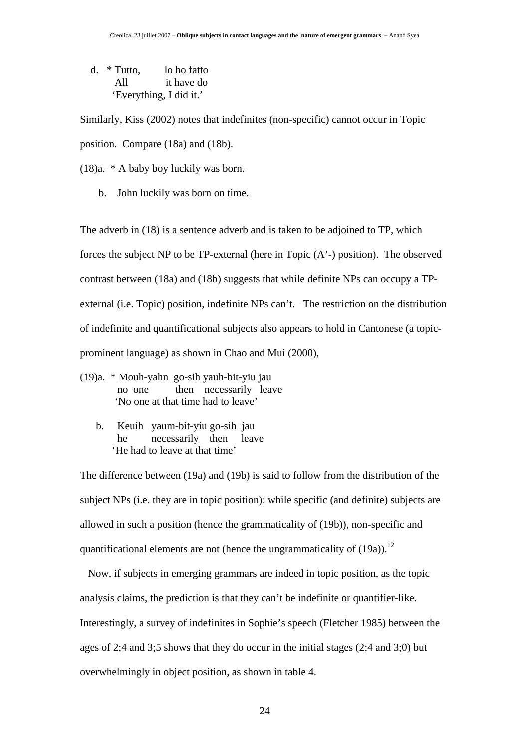d. * Tutto,    lo ho fatto
   All      it have do
   'Everything, I did it.'

Similarly, Kiss (2002) notes that indefinites (non-specific) cannot occur in Topic position. Compare (18a) and (18b).

(18)a. * A baby boy luckily was born.

b. John luckily was born on time.

The adverb in (18) is a sentence adverb and is taken to be adjoined to TP, which forces the subject NP to be TP-external (here in Topic (A'-) position). The observed contrast between (18a) and (18b) suggests that while definite NPs can occupy a TP-external (i.e. Topic) position, indefinite NPs can't. The restriction on the distribution of indefinite and quantificational subjects also appears to hold in Cantonese (a topic-prominent language) as shown in Chao and Mui (2000),

(19)a. * Mouh-yahn go-sih yauh-bit-yiu jau
   no one   then  necessarily leave
   'No one at that time had to leave'

b. Keuih yaum-bit-yiu go-sih jau
   he    necessarily  then  leave
   'He had to leave at that time'

The difference between (19a) and (19b) is said to follow from the distribution of the subject NPs (i.e. they are in topic position): while specific (and definite) subjects are allowed in such a position (hence the grammaticality of (19b)), non-specific and quantificational elements are not (hence the ungrammaticality of (19a)).[12]

Now, if subjects in emerging grammars are indeed in topic position, as the topic analysis claims, the prediction is that they can't be indefinite or quantifier-like. Interestingly, a survey of indefinites in Sophie's speech (Fletcher 1985) between the ages of 2;4 and 3;5 shows that they do occur in the initial stages (2;4 and 3;0) but overwhelmingly in object position, as shown in table 4.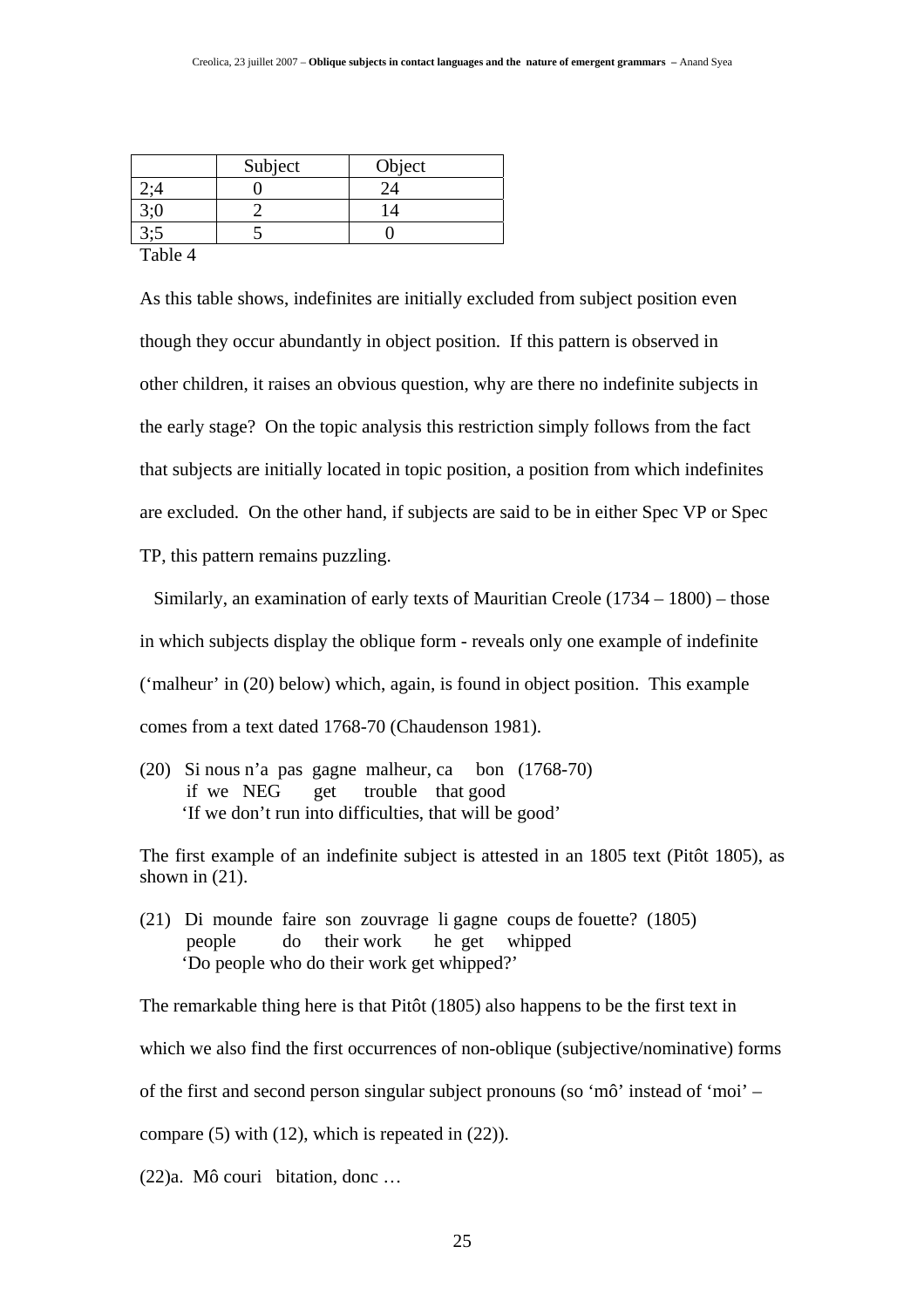| | Subject | Object |
|---|---|---|
| 2;4 | 0 | 24 |
| 3;0 | 2 | 14 |
| 3;5 | 5 | 0 |

Table 4

As this table shows, indefinites are initially excluded from subject position even though they occur abundantly in object position. If this pattern is observed in other children, it raises an obvious question, why are there no indefinite subjects in the early stage? On the topic analysis this restriction simply follows from the fact that subjects are initially located in topic position, a position from which indefinites are excluded. On the other hand, if subjects are said to be in either Spec VP or Spec TP, this pattern remains puzzling.

Similarly, an examination of early texts of Mauritian Creole (1734 – 1800) – those in which subjects display the oblique form - reveals only one example of indefinite ('malheur' in (20) below) which, again, is found in object position. This example comes from a text dated 1768-70 (Chaudenson 1981).

(20) Si nous n'a pas gagne malheur, ca bon (1768-70)
if we NEG get trouble that good
'If we don't run into difficulties, that will be good'

The first example of an indefinite subject is attested in an 1805 text (Pitôt 1805), as shown in (21).

(21) Di mounde faire son zouvrage li gagne coups de fouette? (1805)
people do their work he get whipped
'Do people who do their work get whipped?'

The remarkable thing here is that Pitôt (1805) also happens to be the first text in which we also find the first occurrences of non-oblique (subjective/nominative) forms of the first and second person singular subject pronouns (so 'mô' instead of 'moi' – compare (5) with (12), which is repeated in (22)).

(22)a. Mô couri bitation, donc …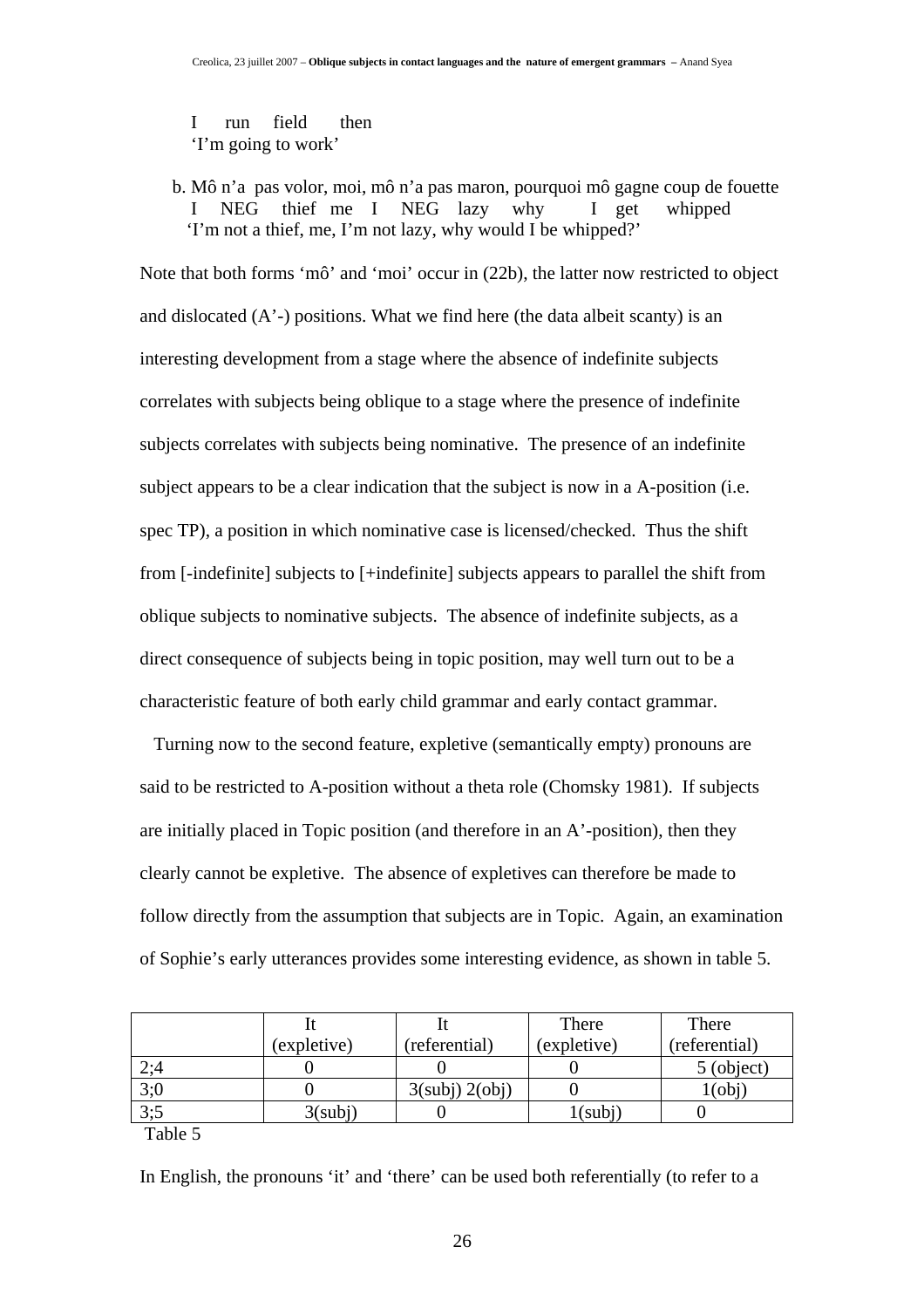I     run     field     then
'I'm going to work'

b. Mô n'a  pas volor, moi, mô n'a pas maron, pourquoi mô gagne coup de fouette
   I    NEG    thief  me   I    NEG   lazy    why    I   get    whipped
   'I'm not a thief, me, I'm not lazy, why would I be whipped?'

Note that both forms 'mô' and 'moi' occur in (22b), the latter now restricted to object and dislocated (A'-) positions. What we find here (the data albeit scanty) is an interesting development from a stage where the absence of indefinite subjects correlates with subjects being oblique to a stage where the presence of indefinite subjects correlates with subjects being nominative. The presence of an indefinite subject appears to be a clear indication that the subject is now in a A-position (i.e. spec TP), a position in which nominative case is licensed/checked. Thus the shift from [-indefinite] subjects to [+indefinite] subjects appears to parallel the shift from oblique subjects to nominative subjects. The absence of indefinite subjects, as a direct consequence of subjects being in topic position, may well turn out to be a characteristic feature of both early child grammar and early contact grammar.

Turning now to the second feature, expletive (semantically empty) pronouns are said to be restricted to A-position without a theta role (Chomsky 1981). If subjects are initially placed in Topic position (and therefore in an A'-position), then they clearly cannot be expletive. The absence of expletives can therefore be made to follow directly from the assumption that subjects are in Topic. Again, an examination of Sophie's early utterances provides some interesting evidence, as shown in table 5.

| | It (expletive) | It (referential) | There (expletive) | There (referential) |
|---|---|---|---|---|
| 2;4 | 0 | 0 | 0 | 5 (object) |
| 3;0 | 0 | 3(subj) 2(obj) | 0 | 1(obj) |
| 3;5 | 3(subj) | 0 | 1(subj) | 0 |

Table 5

In English, the pronouns 'it' and 'there' can be used both referentially (to refer to a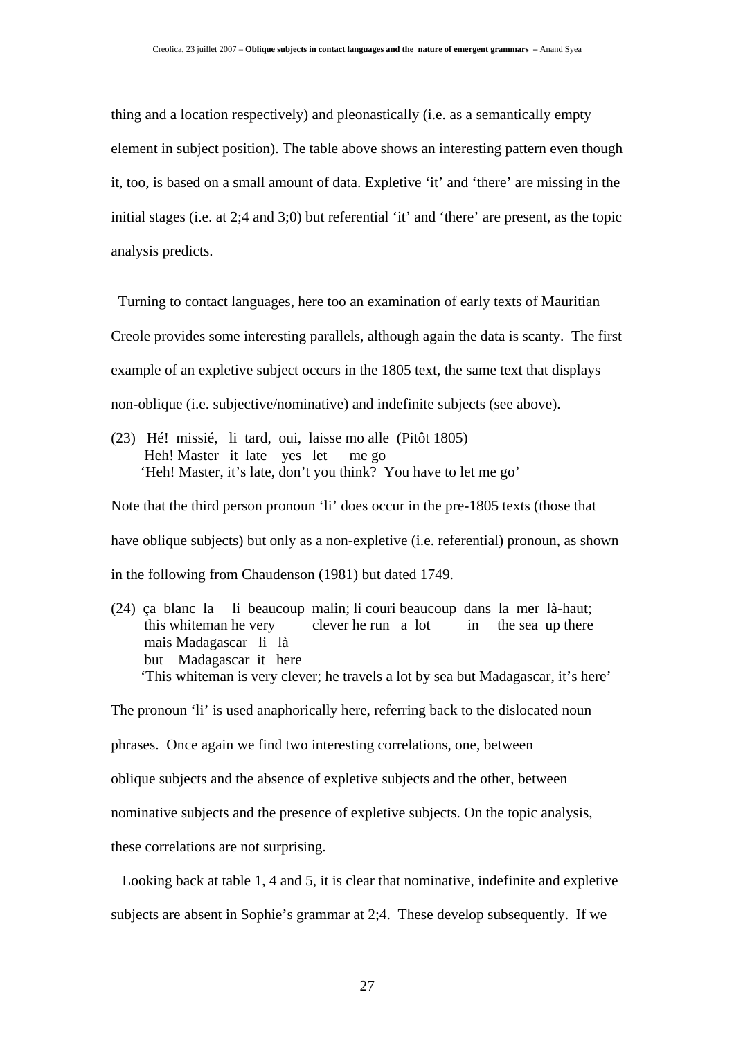thing and a location respectively) and pleonastically (i.e. as a semantically empty element in subject position). The table above shows an interesting pattern even though it, too, is based on a small amount of data. Expletive 'it' and 'there' are missing in the initial stages (i.e. at 2;4 and 3;0) but referential 'it' and 'there' are present, as the topic analysis predicts.

Turning to contact languages, here too an examination of early texts of Mauritian Creole provides some interesting parallels, although again the data is scanty. The first example of an expletive subject occurs in the 1805 text, the same text that displays non-oblique (i.e. subjective/nominative) and indefinite subjects (see above).

(23) Hé! missié, li tard, oui, laisse mo alle (Pitôt 1805)
 Heh! Master it late yes let me go
 'Heh! Master, it's late, don't you think? You have to let me go'

Note that the third person pronoun 'li' does occur in the pre-1805 texts (those that have oblique subjects) but only as a non-expletive (i.e. referential) pronoun, as shown in the following from Chaudenson (1981) but dated 1749.

(24) ça blanc la li beaucoup malin; li couri beaucoup dans la mer là-haut;
 this whiteman he very clever he run a lot in the sea up there
 mais Madagascar li là
 but Madagascar it here
 'This whiteman is very clever; he travels a lot by sea but Madagascar, it's here'

The pronoun 'li' is used anaphorically here, referring back to the dislocated noun phrases. Once again we find two interesting correlations, one, between oblique subjects and the absence of expletive subjects and the other, between nominative subjects and the presence of expletive subjects. On the topic analysis, these correlations are not surprising.

Looking back at table 1, 4 and 5, it is clear that nominative, indefinite and expletive subjects are absent in Sophie's grammar at 2;4. These develop subsequently. If we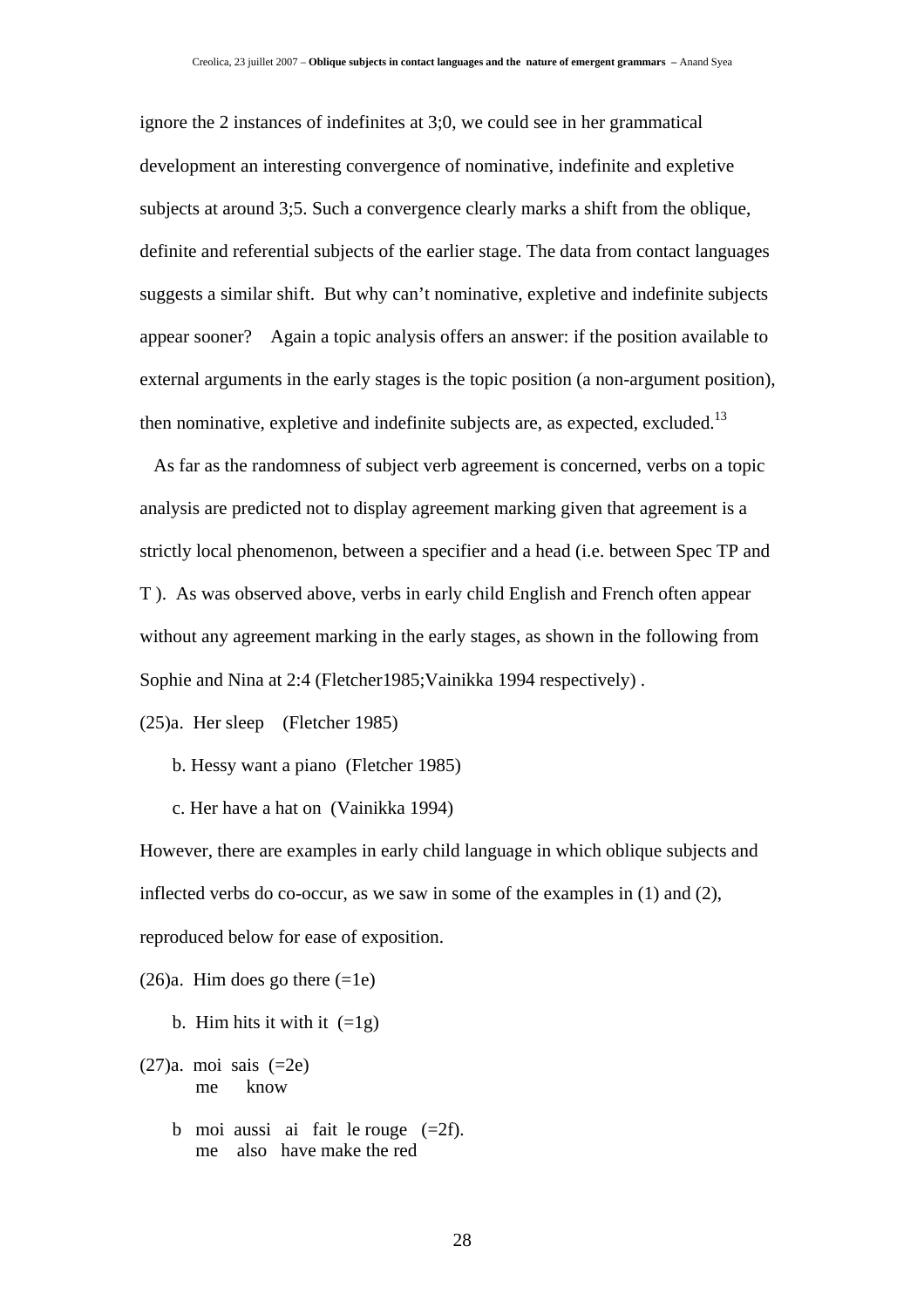ignore the 2 instances of indefinites at 3;0, we could see in her grammatical development an interesting convergence of nominative, indefinite and expletive subjects at around 3;5. Such a convergence clearly marks a shift from the oblique, definite and referential subjects of the earlier stage. The data from contact languages suggests a similar shift. But why can't nominative, expletive and indefinite subjects appear sooner? Again a topic analysis offers an answer: if the position available to external arguments in the early stages is the topic position (a non-argument position), then nominative, expletive and indefinite subjects are, as expected, excluded.[13]

As far as the randomness of subject verb agreement is concerned, verbs on a topic analysis are predicted not to display agreement marking given that agreement is a strictly local phenomenon, between a specifier and a head (i.e. between Spec TP and T ). As was observed above, verbs in early child English and French often appear without any agreement marking in the early stages, as shown in the following from Sophie and Nina at 2:4 (Fletcher1985;Vainikka 1994 respectively) .

(25)a. Her sleep (Fletcher 1985)

b. Hessy want a piano (Fletcher 1985)

c. Her have a hat on (Vainikka 1994)

However, there are examples in early child language in which oblique subjects and inflected verbs do co-occur, as we saw in some of the examples in (1) and (2), reproduced below for ease of exposition.

(26)a. Him does go there (=1e)

b. Him hits it with it (=1g)

(27)a. moi sais (=2e)
me know

b moi aussi ai fait le rouge (=2f).
me also have make the red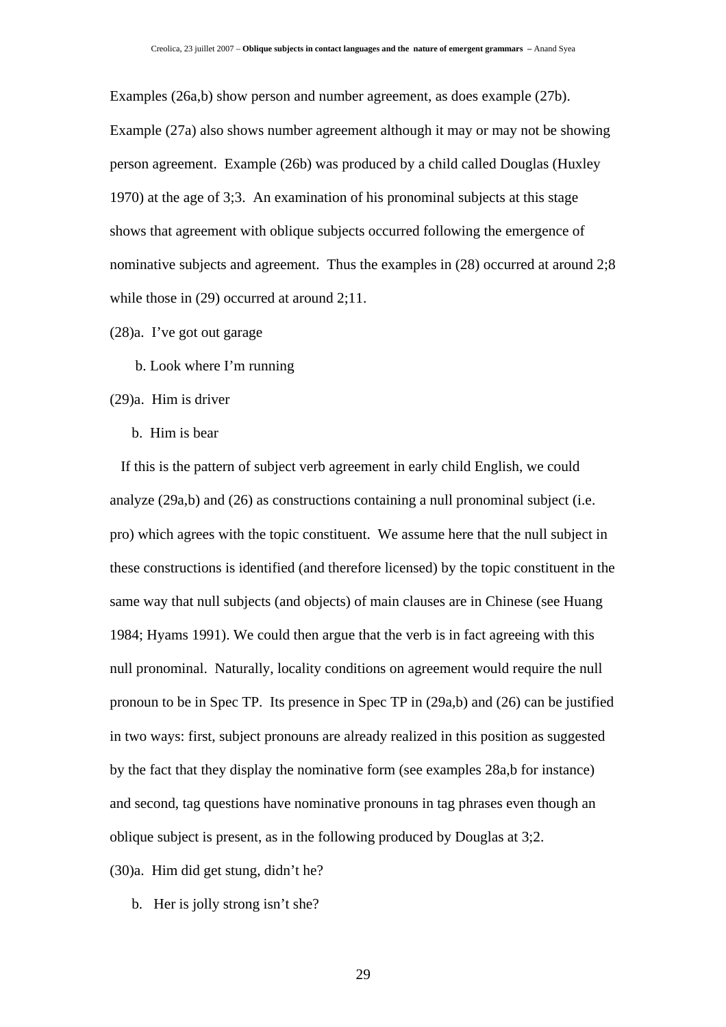Examples (26a,b) show person and number agreement, as does example (27b). Example (27a) also shows number agreement although it may or may not be showing person agreement. Example (26b) was produced by a child called Douglas (Huxley 1970) at the age of 3;3. An examination of his pronominal subjects at this stage shows that agreement with oblique subjects occurred following the emergence of nominative subjects and agreement. Thus the examples in (28) occurred at around 2;8 while those in (29) occurred at around 2;11.

(28)a. I've got out garage

b. Look where I'm running

(29)a. Him is driver

b. Him is bear

If this is the pattern of subject verb agreement in early child English, we could analyze (29a,b) and (26) as constructions containing a null pronominal subject (i.e. pro) which agrees with the topic constituent. We assume here that the null subject in these constructions is identified (and therefore licensed) by the topic constituent in the same way that null subjects (and objects) of main clauses are in Chinese (see Huang 1984; Hyams 1991). We could then argue that the verb is in fact agreeing with this null pronominal. Naturally, locality conditions on agreement would require the null pronoun to be in Spec TP. Its presence in Spec TP in (29a,b) and (26) can be justified in two ways: first, subject pronouns are already realized in this position as suggested by the fact that they display the nominative form (see examples 28a,b for instance) and second, tag questions have nominative pronouns in tag phrases even though an oblique subject is present, as in the following produced by Douglas at 3;2.

(30)a. Him did get stung, didn't he?

b. Her is jolly strong isn't she?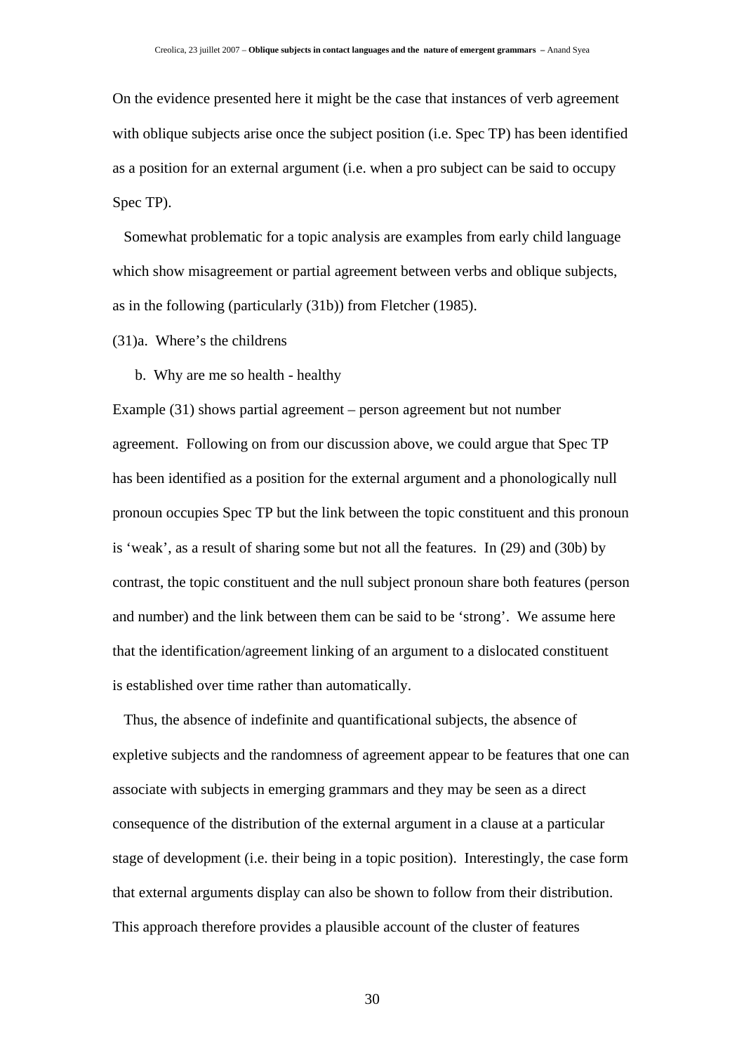On the evidence presented here it might be the case that instances of verb agreement with oblique subjects arise once the subject position (i.e. Spec TP) has been identified as a position for an external argument (i.e. when a pro subject can be said to occupy Spec TP).

Somewhat problematic for a topic analysis are examples from early child language which show misagreement or partial agreement between verbs and oblique subjects, as in the following (particularly (31b)) from Fletcher (1985).

(31)a. Where's the childrens

b. Why are me so health - healthy

Example (31) shows partial agreement – person agreement but not number agreement. Following on from our discussion above, we could argue that Spec TP has been identified as a position for the external argument and a phonologically null pronoun occupies Spec TP but the link between the topic constituent and this pronoun is 'weak', as a result of sharing some but not all the features. In (29) and (30b) by contrast, the topic constituent and the null subject pronoun share both features (person and number) and the link between them can be said to be 'strong'. We assume here that the identification/agreement linking of an argument to a dislocated constituent is established over time rather than automatically.

Thus, the absence of indefinite and quantificational subjects, the absence of expletive subjects and the randomness of agreement appear to be features that one can associate with subjects in emerging grammars and they may be seen as a direct consequence of the distribution of the external argument in a clause at a particular stage of development (i.e. their being in a topic position). Interestingly, the case form that external arguments display can also be shown to follow from their distribution. This approach therefore provides a plausible account of the cluster of features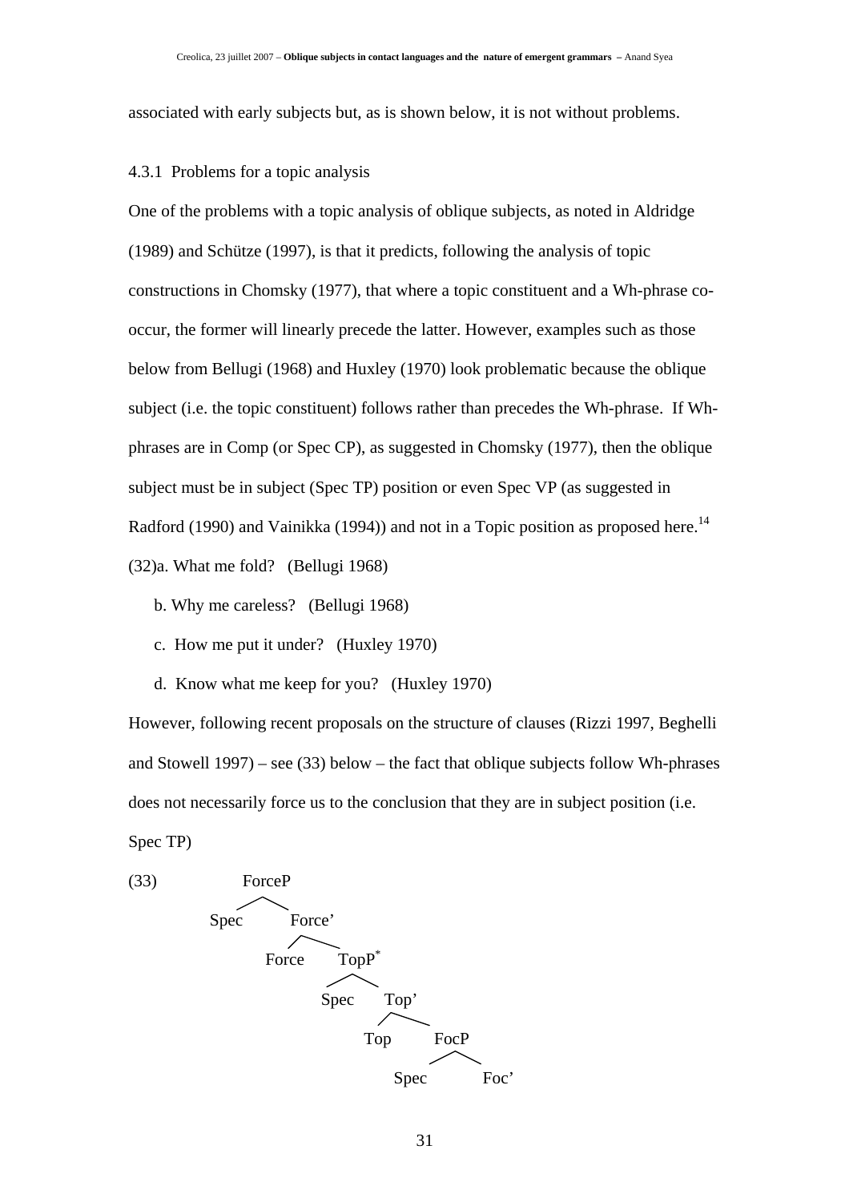associated with early subjects but, as is shown below, it is not without problems.

#### 4.3.1 Problems for a topic analysis

One of the problems with a topic analysis of oblique subjects, as noted in Aldridge (1989) and Schütze (1997), is that it predicts, following the analysis of topic constructions in Chomsky (1977), that where a topic constituent and a Wh-phrase co-occur, the former will linearly precede the latter. However, examples such as those below from Bellugi (1968) and Huxley (1970) look problematic because the oblique subject (i.e. the topic constituent) follows rather than precedes the Wh-phrase. If Wh-phrases are in Comp (or Spec CP), as suggested in Chomsky (1977), then the oblique subject must be in subject (Spec TP) position or even Spec VP (as suggested in Radford (1990) and Vainikka (1994)) and not in a Topic position as proposed here.[14]

(32)a. What me fold? (Bellugi 1968)

b. Why me careless? (Bellugi 1968)

c. How me put it under? (Huxley 1970)

d. Know what me keep for you? (Huxley 1970)

However, following recent proposals on the structure of clauses (Rizzi 1997, Beghelli and Stowell 1997) – see (33) below – the fact that oblique subjects follow Wh-phrases does not necessarily force us to the conclusion that they are in subject position (i.e. Spec TP)

(33)

```
ForceP
├── Spec
└── Force'
    ├── Force
    └── TopP*
        ├── Spec
        └── Top'
            ├── Top
            └── FocP
                ├── Spec
                └── Foc'
```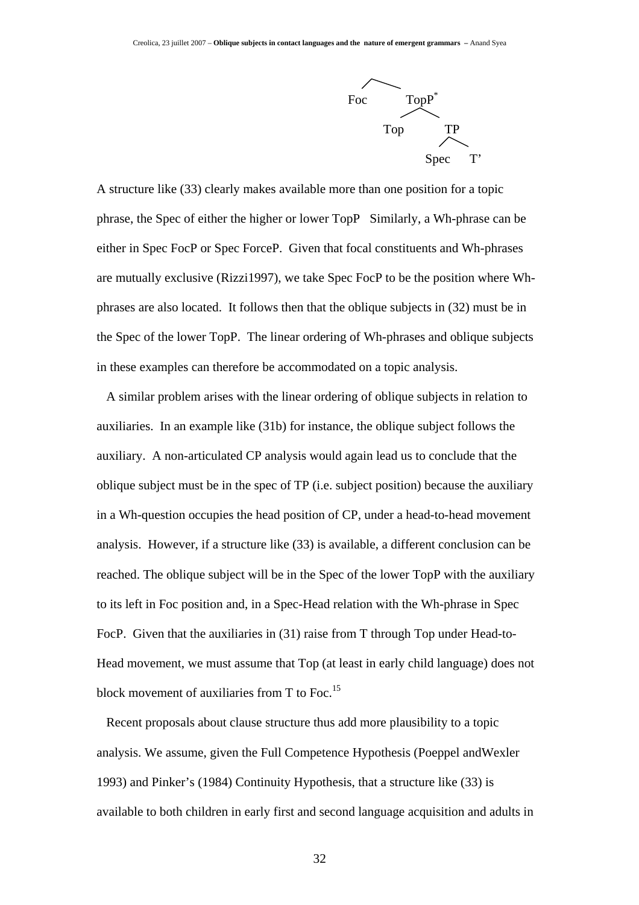```
   Foc      TopP*
            /   \
          Top    TP
                /  \
             Spec   T'
```

A structure like (33) clearly makes available more than one position for a topic phrase, the Spec of either the higher or lower TopP  Similarly, a Wh-phrase can be either in Spec FocP or Spec ForceP. Given that focal constituents and Wh-phrases are mutually exclusive (Rizzi1997), we take Spec FocP to be the position where Wh-phrases are also located. It follows then that the oblique subjects in (32) must be in the Spec of the lower TopP. The linear ordering of Wh-phrases and oblique subjects in these examples can therefore be accommodated on a topic analysis.

A similar problem arises with the linear ordering of oblique subjects in relation to auxiliaries. In an example like (31b) for instance, the oblique subject follows the auxiliary. A non-articulated CP analysis would again lead us to conclude that the oblique subject must be in the spec of TP (i.e. subject position) because the auxiliary in a Wh-question occupies the head position of CP, under a head-to-head movement analysis. However, if a structure like (33) is available, a different conclusion can be reached. The oblique subject will be in the Spec of the lower TopP with the auxiliary to its left in Foc position and, in a Spec-Head relation with the Wh-phrase in Spec FocP. Given that the auxiliaries in (31) raise from T through Top under Head-to-Head movement, we must assume that Top (at least in early child language) does not block movement of auxiliaries from T to Foc.[15]

Recent proposals about clause structure thus add more plausibility to a topic analysis. We assume, given the Full Competence Hypothesis (Poeppel andWexler 1993) and Pinker's (1984) Continuity Hypothesis, that a structure like (33) is available to both children in early first and second language acquisition and adults in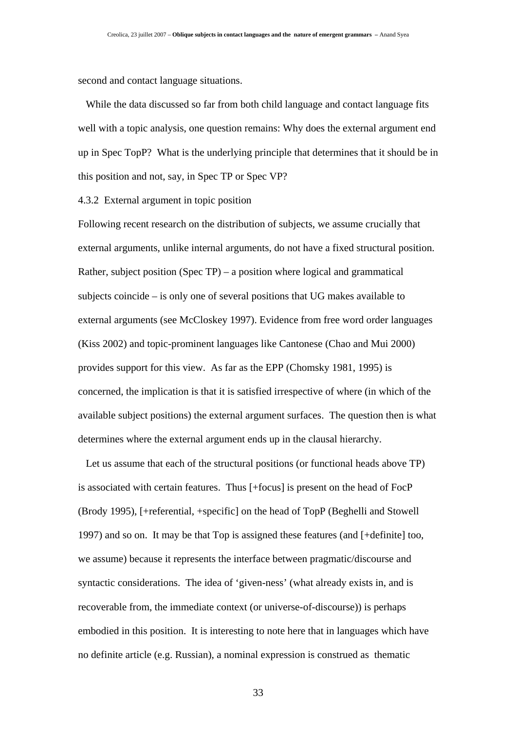second and contact language situations.

While the data discussed so far from both child language and contact language fits well with a topic analysis, one question remains: Why does the external argument end up in Spec TopP? What is the underlying principle that determines that it should be in this position and not, say, in Spec TP or Spec VP?

#### 4.3.2 External argument in topic position

Following recent research on the distribution of subjects, we assume crucially that external arguments, unlike internal arguments, do not have a fixed structural position. Rather, subject position (Spec TP) – a position where logical and grammatical subjects coincide – is only one of several positions that UG makes available to external arguments (see McCloskey 1997). Evidence from free word order languages (Kiss 2002) and topic-prominent languages like Cantonese (Chao and Mui 2000) provides support for this view. As far as the EPP (Chomsky 1981, 1995) is concerned, the implication is that it is satisfied irrespective of where (in which of the available subject positions) the external argument surfaces. The question then is what determines where the external argument ends up in the clausal hierarchy.

Let us assume that each of the structural positions (or functional heads above TP) is associated with certain features. Thus [+focus] is present on the head of FocP (Brody 1995), [+referential, +specific] on the head of TopP (Beghelli and Stowell 1997) and so on. It may be that Top is assigned these features (and [+definite] too, we assume) because it represents the interface between pragmatic/discourse and syntactic considerations. The idea of 'given-ness' (what already exists in, and is recoverable from, the immediate context (or universe-of-discourse)) is perhaps embodied in this position. It is interesting to note here that in languages which have no definite article (e.g. Russian), a nominal expression is construed as thematic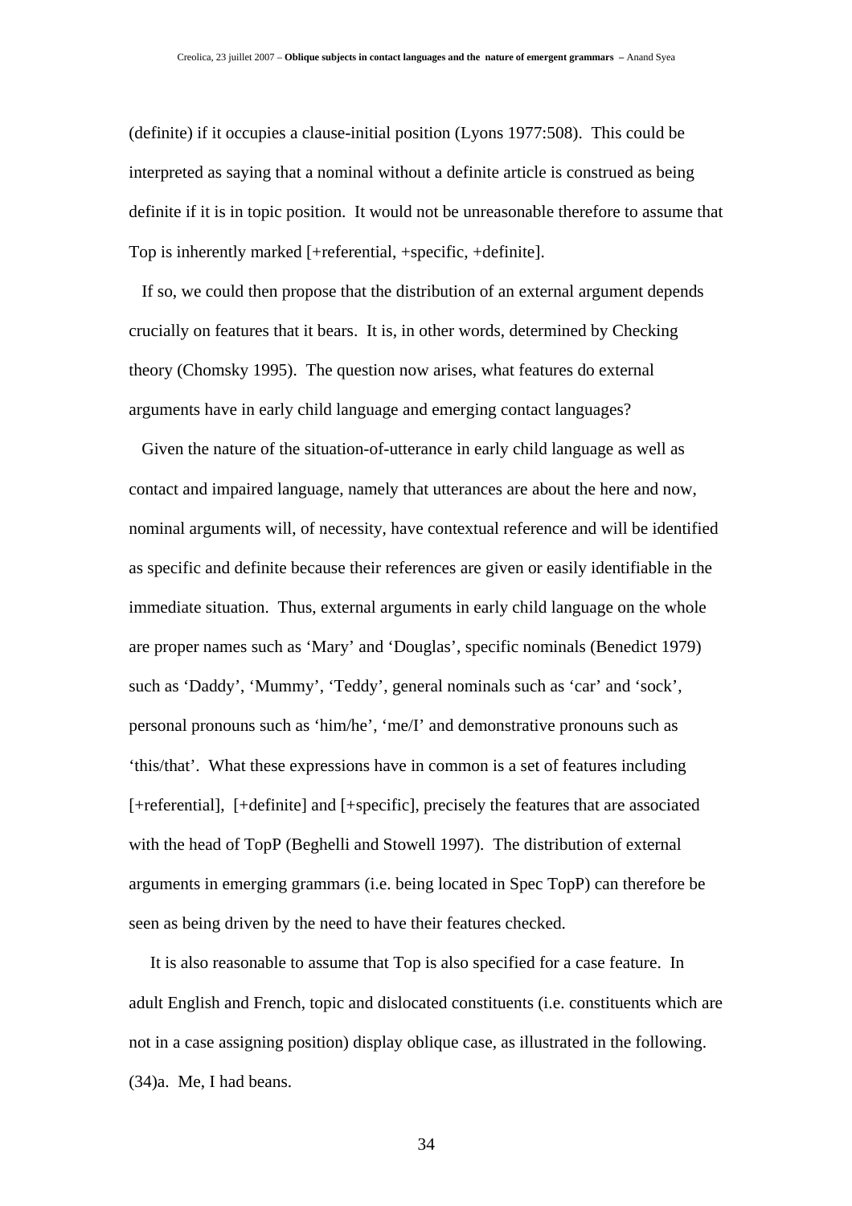(definite) if it occupies a clause-initial position (Lyons 1977:508). This could be interpreted as saying that a nominal without a definite article is construed as being definite if it is in topic position. It would not be unreasonable therefore to assume that Top is inherently marked [+referential, +specific, +definite].

If so, we could then propose that the distribution of an external argument depends crucially on features that it bears. It is, in other words, determined by Checking theory (Chomsky 1995). The question now arises, what features do external arguments have in early child language and emerging contact languages?

Given the nature of the situation-of-utterance in early child language as well as contact and impaired language, namely that utterances are about the here and now, nominal arguments will, of necessity, have contextual reference and will be identified as specific and definite because their references are given or easily identifiable in the immediate situation. Thus, external arguments in early child language on the whole are proper names such as 'Mary' and 'Douglas', specific nominals (Benedict 1979) such as 'Daddy', 'Mummy', 'Teddy', general nominals such as 'car' and 'sock', personal pronouns such as 'him/he', 'me/I' and demonstrative pronouns such as 'this/that'. What these expressions have in common is a set of features including [+referential], [+definite] and [+specific], precisely the features that are associated with the head of TopP (Beghelli and Stowell 1997). The distribution of external arguments in emerging grammars (i.e. being located in Spec TopP) can therefore be seen as being driven by the need to have their features checked.

It is also reasonable to assume that Top is also specified for a case feature. In adult English and French, topic and dislocated constituents (i.e. constituents which are not in a case assigning position) display oblique case, as illustrated in the following.

(34)a. Me, I had beans.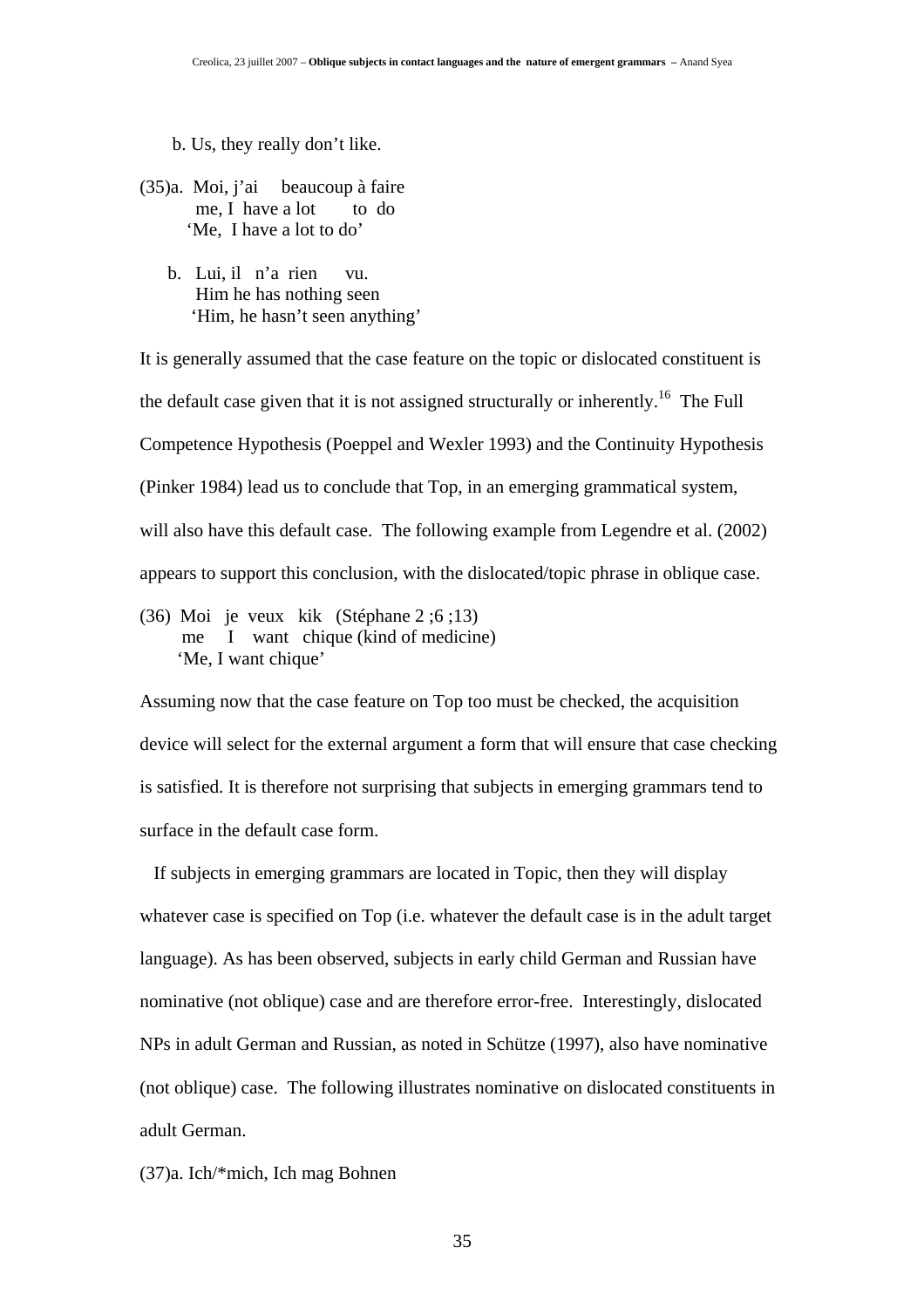b. Us, they really don't like.

(35)a. Moi, j'ai beaucoup à faire
me, I have a lot to do
'Me, I have a lot to do'

b. Lui, il n'a rien vu.
Him he has nothing seen
'Him, he hasn't seen anything'

It is generally assumed that the case feature on the topic or dislocated constituent is the default case given that it is not assigned structurally or inherently.[16] The Full Competence Hypothesis (Poeppel and Wexler 1993) and the Continuity Hypothesis (Pinker 1984) lead us to conclude that Top, in an emerging grammatical system, will also have this default case. The following example from Legendre et al. (2002) appears to support this conclusion, with the dislocated/topic phrase in oblique case.

(36) Moi je veux kik (Stéphane 2 ;6 ;13)
me I want chique (kind of medicine)
'Me, I want chique'

Assuming now that the case feature on Top too must be checked, the acquisition device will select for the external argument a form that will ensure that case checking is satisfied. It is therefore not surprising that subjects in emerging grammars tend to surface in the default case form.

If subjects in emerging grammars are located in Topic, then they will display whatever case is specified on Top (i.e. whatever the default case is in the adult target language). As has been observed, subjects in early child German and Russian have nominative (not oblique) case and are therefore error-free. Interestingly, dislocated NPs in adult German and Russian, as noted in Schütze (1997), also have nominative (not oblique) case. The following illustrates nominative on dislocated constituents in adult German.

(37)a. Ich/*mich, Ich mag Bohnen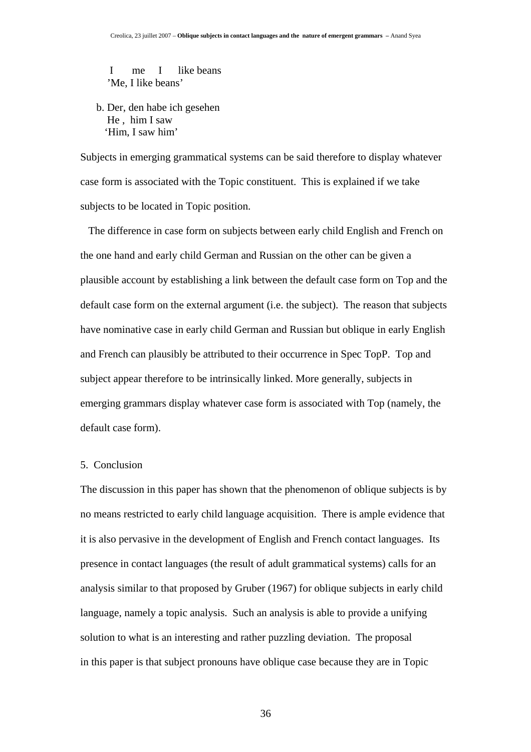I &nbsp;&nbsp;&nbsp;&nbsp; me &nbsp;&nbsp; I &nbsp;&nbsp;&nbsp; like beans
’Me, I like beans’

b. Der, den habe ich gesehen
He , him I saw
‘Him, I saw him’

Subjects in emerging grammatical systems can be said therefore to display whatever case form is associated with the Topic constituent. This is explained if we take subjects to be located in Topic position.

The difference in case form on subjects between early child English and French on the one hand and early child German and Russian on the other can be given a plausible account by establishing a link between the default case form on Top and the default case form on the external argument (i.e. the subject). The reason that subjects have nominative case in early child German and Russian but oblique in early English and French can plausibly be attributed to their occurrence in Spec TopP. Top and subject appear therefore to be intrinsically linked. More generally, subjects in emerging grammars display whatever case form is associated with Top (namely, the default case form).

## 5. Conclusion

The discussion in this paper has shown that the phenomenon of oblique subjects is by no means restricted to early child language acquisition. There is ample evidence that it is also pervasive in the development of English and French contact languages. Its presence in contact languages (the result of adult grammatical systems) calls for an analysis similar to that proposed by Gruber (1967) for oblique subjects in early child language, namely a topic analysis. Such an analysis is able to provide a unifying solution to what is an interesting and rather puzzling deviation. The proposal in this paper is that subject pronouns have oblique case because they are in Topic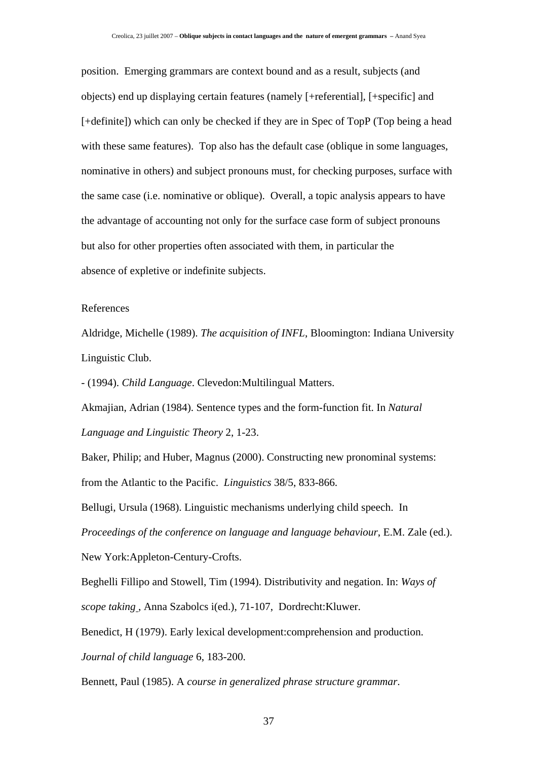position. Emerging grammars are context bound and as a result, subjects (and objects) end up displaying certain features (namely [+referential], [+specific] and [+definite]) which can only be checked if they are in Spec of TopP (Top being a head with these same features). Top also has the default case (oblique in some languages, nominative in others) and subject pronouns must, for checking purposes, surface with the same case (i.e. nominative or oblique). Overall, a topic analysis appears to have the advantage of accounting not only for the surface case form of subject pronouns but also for other properties often associated with them, in particular the absence of expletive or indefinite subjects.

References

Aldridge, Michelle (1989). *The acquisition of INFL*, Bloomington: Indiana University Linguistic Club.

- (1994). *Child Language*. Clevedon:Multilingual Matters.

Akmajian, Adrian (1984). Sentence types and the form-function fit. In *Natural Language and Linguistic Theory* 2, 1-23.

Baker, Philip; and Huber, Magnus (2000). Constructing new pronominal systems: from the Atlantic to the Pacific. *Linguistics* 38/5, 833-866.

Bellugi, Ursula (1968). Linguistic mechanisms underlying child speech. In *Proceedings of the conference on language and language behaviour*, E.M. Zale (ed.). New York:Appleton-Century-Crofts.

Beghelli Fillipo and Stowell, Tim (1994). Distributivity and negation. In: *Ways of scope taking* , Anna Szabolcs i(ed.), 71-107, Dordrecht:Kluwer.

Benedict, H (1979). Early lexical development:comprehension and production. *Journal of child language* 6, 183-200.

Bennett, Paul (1985). A *course in generalized phrase structure grammar*.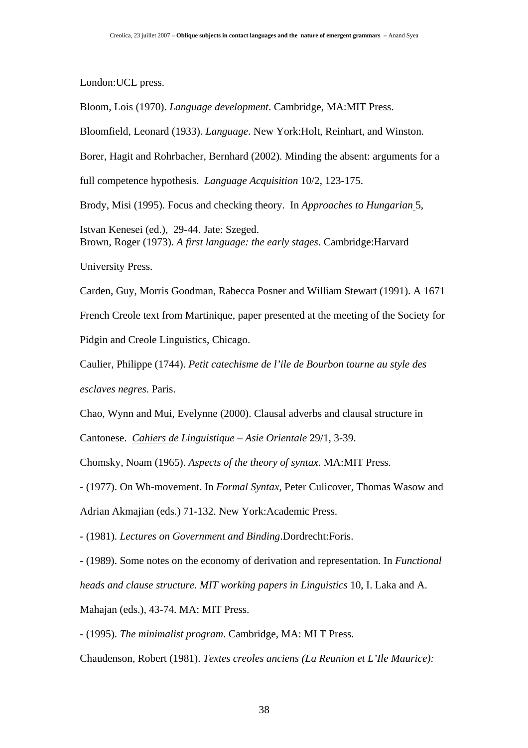London:UCL press.

Bloom, Lois (1970). *Language development*. Cambridge, MA:MIT Press.

Bloomfield, Leonard (1933). *Language*. New York:Holt, Reinhart, and Winston.

Borer, Hagit and Rohrbacher, Bernhard (2002). Minding the absent: arguments for a full competence hypothesis. *Language Acquisition* 10/2, 123-175.

Brody, Misi (1995). Focus and checking theory. In *Approaches to Hungarian* 5, Istvan Kenesei (ed.), 29-44. Jate: Szeged.

Brown, Roger (1973). *A first language: the early stages*. Cambridge:Harvard University Press.

Carden, Guy, Morris Goodman, Rabecca Posner and William Stewart (1991). A 1671 French Creole text from Martinique, paper presented at the meeting of the Society for Pidgin and Creole Linguistics, Chicago.

Caulier, Philippe (1744). *Petit catechisme de l'ile de Bourbon tourne au style des esclaves negres*. Paris.

Chao, Wynn and Mui, Evelynne (2000). Clausal adverbs and clausal structure in Cantonese. *Cahiers de Linguistique – Asie Orientale* 29/1, 3-39.

Chomsky, Noam (1965). *Aspects of the theory of syntax*. MA:MIT Press.

- (1977). On Wh-movement. In *Formal Syntax*, Peter Culicover, Thomas Wasow and Adrian Akmajian (eds.) 71-132. New York:Academic Press.

- (1981). *Lectures on Government and Binding*.Dordrecht:Foris.

- (1989). Some notes on the economy of derivation and representation. In *Functional heads and clause structure. MIT working papers in Linguistics* 10, I. Laka and A. Mahajan (eds.), 43-74. MA: MIT Press.

- (1995). *The minimalist program*. Cambridge, MA: MI T Press.

Chaudenson, Robert (1981). *Textes creoles anciens (La Reunion et L'Ile Maurice):*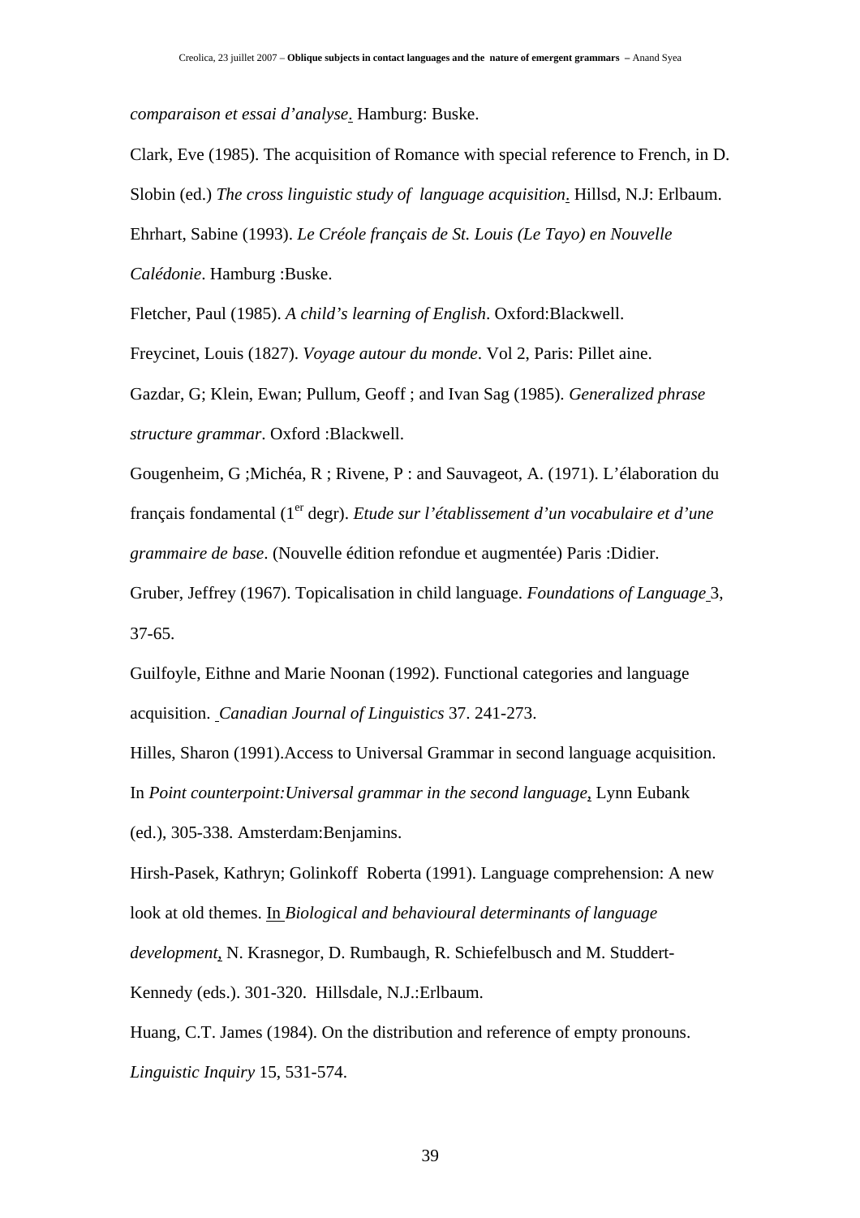*comparaison et essai d'analyse*. Hamburg: Buske.

Clark, Eve (1985). The acquisition of Romance with special reference to French, in D. Slobin (ed.) *The cross linguistic study of language acquisition*. Hillsd, N.J: Erlbaum.

Ehrhart, Sabine (1993). *Le Créole français de St. Louis (Le Tayo) en Nouvelle Calédonie*. Hamburg :Buske.

Fletcher, Paul (1985). *A child's learning of English*. Oxford:Blackwell.

Freycinet, Louis (1827). *Voyage autour du monde*. Vol 2, Paris: Pillet aine.

Gazdar, G; Klein, Ewan; Pullum, Geoff ; and Ivan Sag (1985). *Generalized phrase structure grammar*. Oxford :Blackwell.

Gougenheim, G ;Michéa, R ; Rivene, P : and Sauvageot, A. (1971). L'élaboration du français fondamental (1er degr). *Etude sur l'établissement d'un vocabulaire et d'une grammaire de base*. (Nouvelle édition refondue et augmentée) Paris :Didier.

Gruber, Jeffrey (1967). Topicalisation in child language. *Foundations of Language* 3, 37-65.

Guilfoyle, Eithne and Marie Noonan (1992). Functional categories and language acquisition. *Canadian Journal of Linguistics* 37. 241-273.

Hilles, Sharon (1991).Access to Universal Grammar in second language acquisition. In *Point counterpoint:Universal grammar in the second language*, Lynn Eubank (ed.), 305-338. Amsterdam:Benjamins.

Hirsh-Pasek, Kathryn; Golinkoff Roberta (1991). Language comprehension: A new look at old themes. In *Biological and behavioural determinants of language development*, N. Krasnegor, D. Rumbaugh, R. Schiefelbusch and M. Studdert-Kennedy (eds.). 301-320. Hillsdale, N.J.:Erlbaum.

Huang, C.T. James (1984). On the distribution and reference of empty pronouns. *Linguistic Inquiry* 15, 531-574.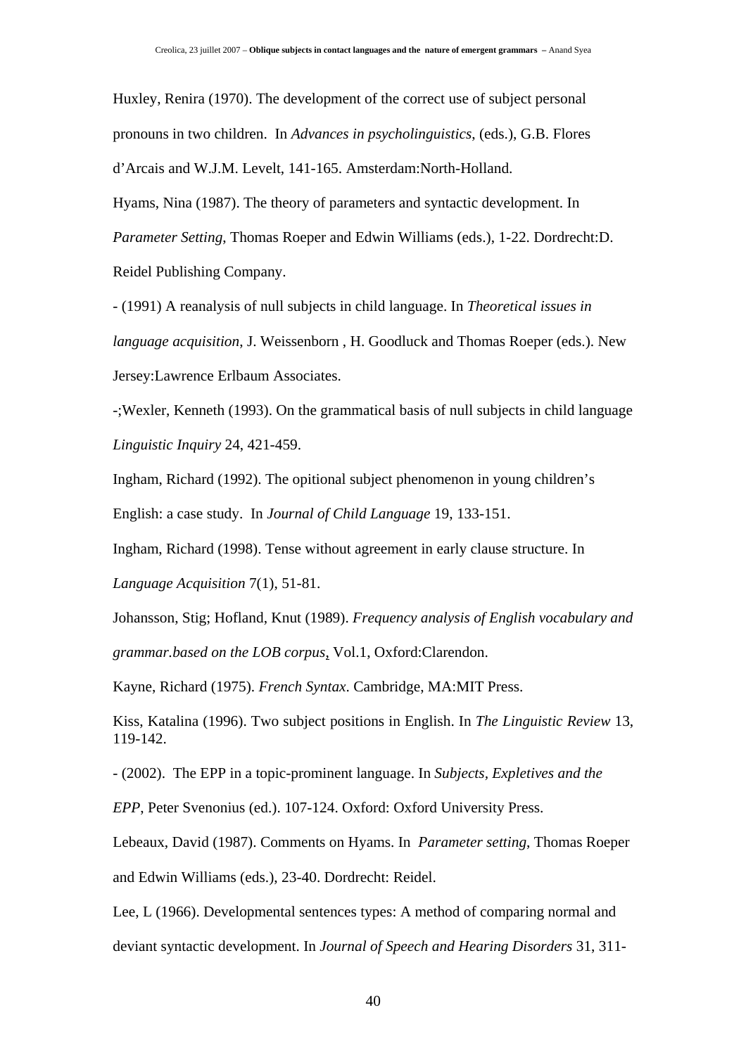Huxley, Renira (1970). The development of the correct use of subject personal pronouns in two children. In *Advances in psycholinguistics*, (eds.), G.B. Flores d'Arcais and W.J.M. Levelt, 141-165. Amsterdam:North-Holland.

Hyams, Nina (1987). The theory of parameters and syntactic development. In *Parameter Setting*, Thomas Roeper and Edwin Williams (eds.), 1-22. Dordrecht:D. Reidel Publishing Company.

- (1991) A reanalysis of null subjects in child language. In *Theoretical issues in language acquisition*, J. Weissenborn , H. Goodluck and Thomas Roeper (eds.). New Jersey:Lawrence Erlbaum Associates.

-;Wexler, Kenneth (1993). On the grammatical basis of null subjects in child language *Linguistic Inquiry* 24, 421-459.

Ingham, Richard (1992). The opitional subject phenomenon in young children's English: a case study. In *Journal of Child Language* 19, 133-151.

Ingham, Richard (1998). Tense without agreement in early clause structure. In *Language Acquisition* 7(1), 51-81.

Johansson, Stig; Hofland, Knut (1989). *Frequency analysis of English vocabulary and grammar.based on the LOB corpus*, Vol.1, Oxford:Clarendon.

Kayne, Richard (1975). *French Syntax*. Cambridge, MA:MIT Press.

Kiss, Katalina (1996). Two subject positions in English. In *The Linguistic Review* 13, 119-142.

- (2002). The EPP in a topic-prominent language. In *Subjects, Expletives and the EPP*, Peter Svenonius (ed.). 107-124. Oxford: Oxford University Press.

Lebeaux, David (1987). Comments on Hyams. In *Parameter setting*, Thomas Roeper and Edwin Williams (eds.), 23-40. Dordrecht: Reidel.

Lee, L (1966). Developmental sentences types: A method of comparing normal and deviant syntactic development. In *Journal of Speech and Hearing Disorders* 31, 311-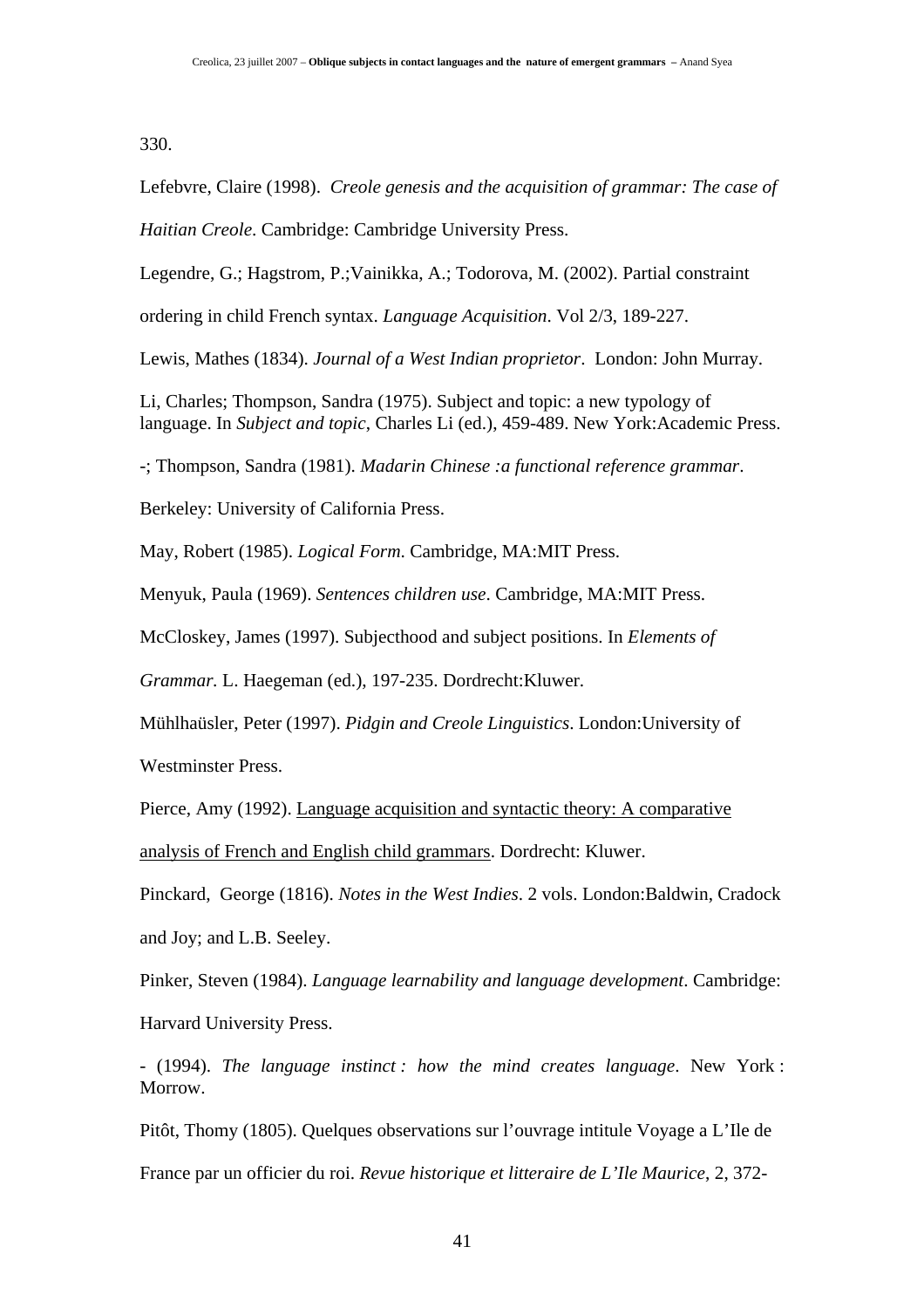330.

Lefebvre, Claire (1998). *Creole genesis and the acquisition of grammar: The case of Haitian Creole*. Cambridge: Cambridge University Press.

Legendre, G.; Hagstrom, P.;Vainikka, A.; Todorova, M. (2002). Partial constraint ordering in child French syntax. *Language Acquisition*. Vol 2/3, 189-227.

Lewis, Mathes (1834). *Journal of a West Indian proprietor*. London: John Murray.

Li, Charles; Thompson, Sandra (1975). Subject and topic: a new typology of language. In *Subject and topic*, Charles Li (ed.), 459-489. New York:Academic Press.

-; Thompson, Sandra (1981). *Madarin Chinese :a functional reference grammar*. Berkeley: University of California Press.

May, Robert (1985). *Logical Form*. Cambridge, MA:MIT Press.

Menyuk, Paula (1969). *Sentences children use*. Cambridge, MA:MIT Press.

McCloskey, James (1997). Subjecthood and subject positions. In *Elements of Grammar*. L. Haegeman (ed.), 197-235. Dordrecht:Kluwer.

Mühlhaüsler, Peter (1997). *Pidgin and Creole Linguistics*. London:University of Westminster Press.

Pierce, Amy (1992). Language acquisition and syntactic theory: A comparative analysis of French and English child grammars. Dordrecht: Kluwer.

Pinckard, George (1816). *Notes in the West Indies*. 2 vols. London:Baldwin, Cradock and Joy; and L.B. Seeley.

Pinker, Steven (1984). *Language learnability and language development*. Cambridge: Harvard University Press.

- (1994). *The language instinct : how the mind creates language*. New York : Morrow.

Pitôt, Thomy (1805). Quelques observations sur l'ouvrage intitule Voyage a L'Ile de France par un officier du roi. *Revue historique et litteraire de L'Ile Maurice*, 2, 372-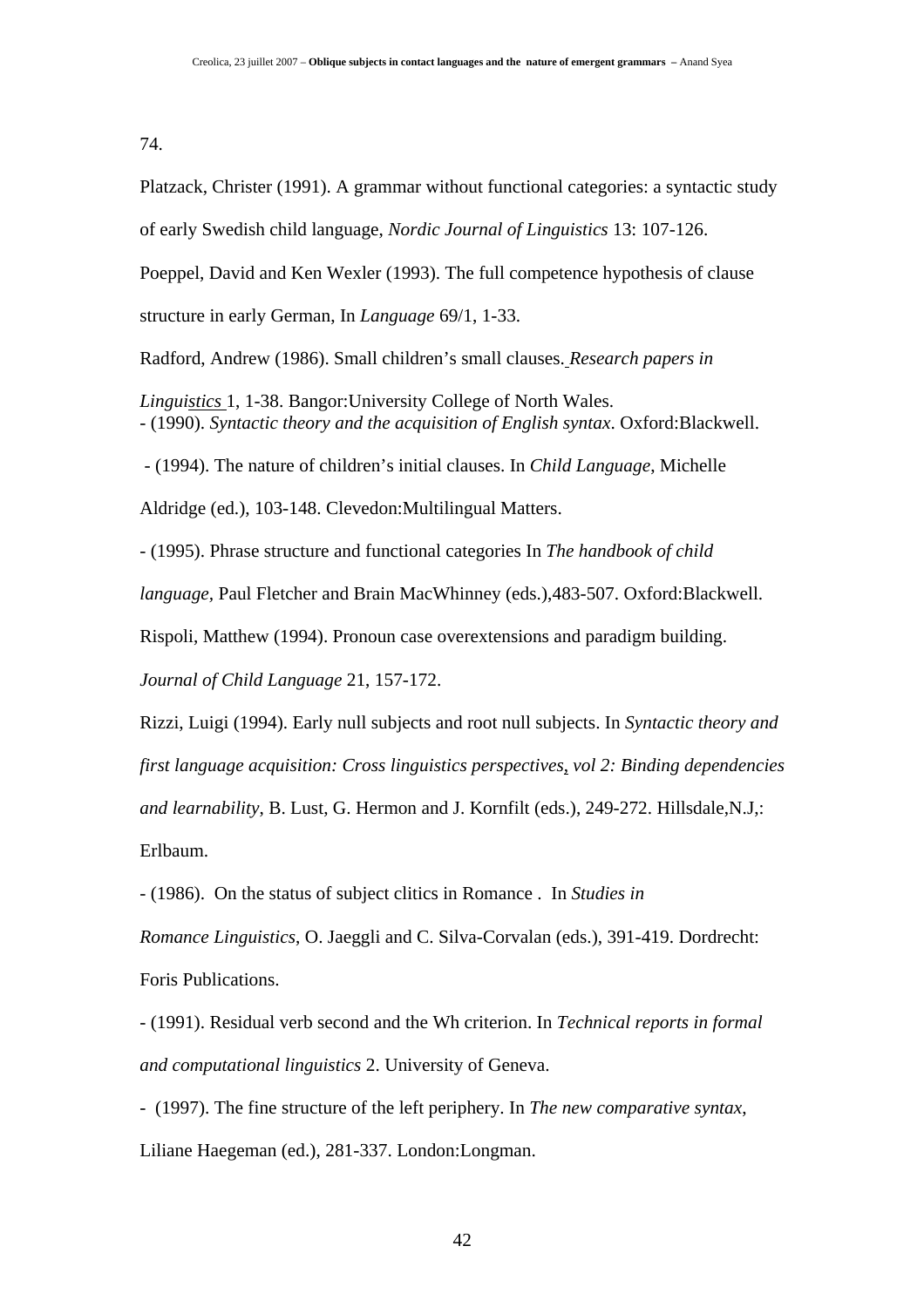74.

Platzack, Christer (1991). A grammar without functional categories: a syntactic study of early Swedish child language, *Nordic Journal of Linguistics* 13: 107-126.

Poeppel, David and Ken Wexler (1993). The full competence hypothesis of clause structure in early German, In *Language* 69/1, 1-33.

Radford, Andrew (1986). Small children's small clauses. *Research papers in Linguistics* 1, 1-38. Bangor:University College of North Wales.

- (1990). *Syntactic theory and the acquisition of English syntax*. Oxford:Blackwell.

- (1994). The nature of children's initial clauses. In *Child Language*, Michelle Aldridge (ed.), 103-148. Clevedon:Multilingual Matters.

- (1995). Phrase structure and functional categories In *The handbook of child language*, Paul Fletcher and Brain MacWhinney (eds.),483-507. Oxford:Blackwell.

Rispoli, Matthew (1994). Pronoun case overextensions and paradigm building. *Journal of Child Language* 21, 157-172.

Rizzi, Luigi (1994). Early null subjects and root null subjects. In *Syntactic theory and first language acquisition: Cross linguistics perspectives, vol 2: Binding dependencies and learnability*, B. Lust, G. Hermon and J. Kornfilt (eds.), 249-272. Hillsdale,N.J,: Erlbaum.

- (1986). On the status of subject clitics in Romance . In *Studies in Romance Linguistics*, O. Jaeggli and C. Silva-Corvalan (eds.), 391-419. Dordrecht: Foris Publications.

- (1991). Residual verb second and the Wh criterion. In *Technical reports in formal and computational linguistics* 2. University of Geneva.

- (1997). The fine structure of the left periphery. In *The new comparative syntax*, Liliane Haegeman (ed.), 281-337. London:Longman.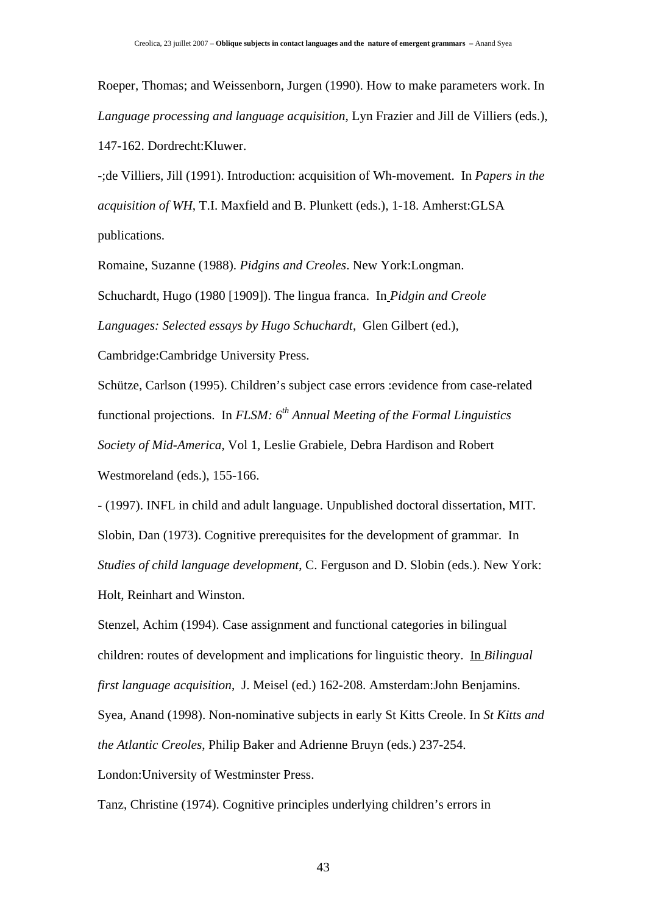Roeper, Thomas; and Weissenborn, Jurgen (1990). How to make parameters work. In *Language processing and language acquisition*, Lyn Frazier and Jill de Villiers (eds.), 147-162. Dordrecht:Kluwer.

-;de Villiers, Jill (1991). Introduction: acquisition of Wh-movement. In *Papers in the acquisition of WH*, T.I. Maxfield and B. Plunkett (eds.), 1-18. Amherst:GLSA publications.

Romaine, Suzanne (1988). *Pidgins and Creoles*. New York:Longman.

Schuchardt, Hugo (1980 [1909]). The lingua franca. In *Pidgin and Creole Languages: Selected essays by Hugo Schuchardt*, Glen Gilbert (ed.), Cambridge:Cambridge University Press.

Schütze, Carlson (1995). Children's subject case errors :evidence from case-related functional projections. In *FLSM: 6th Annual Meeting of the Formal Linguistics Society of Mid-America*, Vol 1, Leslie Grabiele, Debra Hardison and Robert Westmoreland (eds.), 155-166.

- (1997). INFL in child and adult language. Unpublished doctoral dissertation, MIT.

Slobin, Dan (1973). Cognitive prerequisites for the development of grammar. In *Studies of child language development*, C. Ferguson and D. Slobin (eds.). New York: Holt, Reinhart and Winston.

Stenzel, Achim (1994). Case assignment and functional categories in bilingual children: routes of development and implications for linguistic theory. In *Bilingual first language acquisition*, J. Meisel (ed.) 162-208. Amsterdam:John Benjamins.

Syea, Anand (1998). Non-nominative subjects in early St Kitts Creole. In *St Kitts and the Atlantic Creoles*, Philip Baker and Adrienne Bruyn (eds.) 237-254. London:University of Westminster Press.

Tanz, Christine (1974). Cognitive principles underlying children's errors in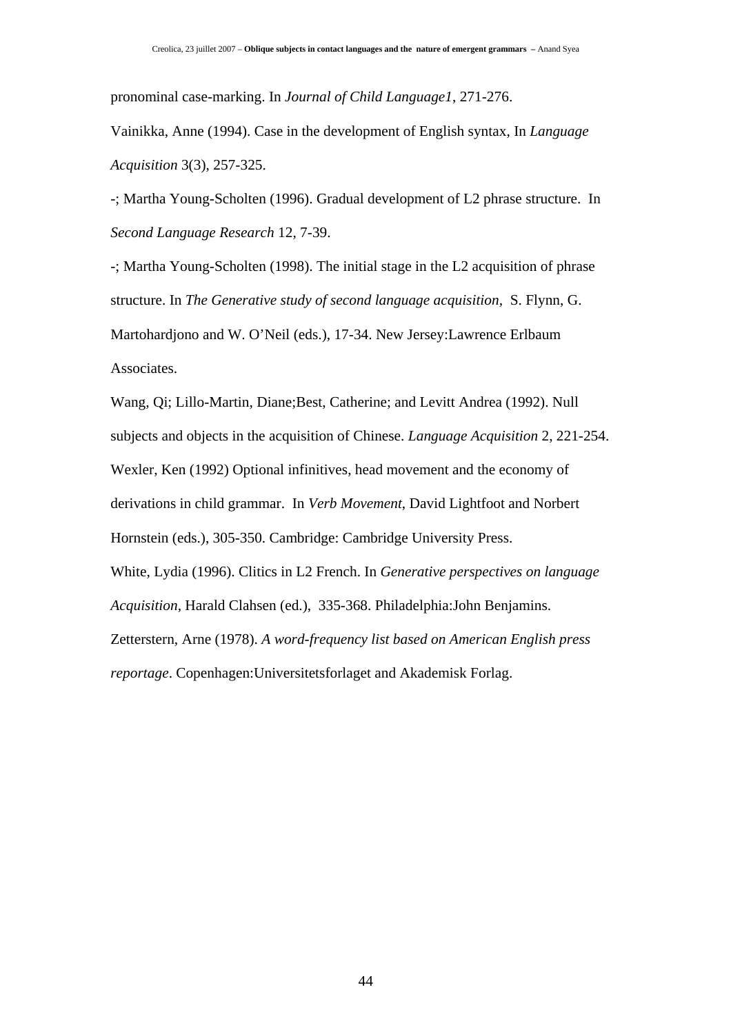pronominal case-marking. In *Journal of Child Language1*, 271-276.

Vainikka, Anne (1994). Case in the development of English syntax, In *Language Acquisition* 3(3), 257-325.

-; Martha Young-Scholten (1996). Gradual development of L2 phrase structure. In *Second Language Research* 12, 7-39.

-; Martha Young-Scholten (1998). The initial stage in the L2 acquisition of phrase structure. In *The Generative study of second language acquisition,* S. Flynn, G. Martohardjono and W. O'Neil (eds.), 17-34. New Jersey:Lawrence Erlbaum Associates.

Wang, Qi; Lillo-Martin, Diane;Best, Catherine; and Levitt Andrea (1992). Null subjects and objects in the acquisition of Chinese. *Language Acquisition* 2, 221-254.

Wexler, Ken (1992) Optional infinitives, head movement and the economy of derivations in child grammar. In *Verb Movement*, David Lightfoot and Norbert Hornstein (eds.), 305-350. Cambridge: Cambridge University Press.

White, Lydia (1996). Clitics in L2 French. In *Generative perspectives on language Acquisition,* Harald Clahsen (ed.), 335-368. Philadelphia:John Benjamins.

Zetterstern, Arne (1978). *A word-frequency list based on American English press reportage*. Copenhagen:Universitetsforlaget and Akademisk Forlag.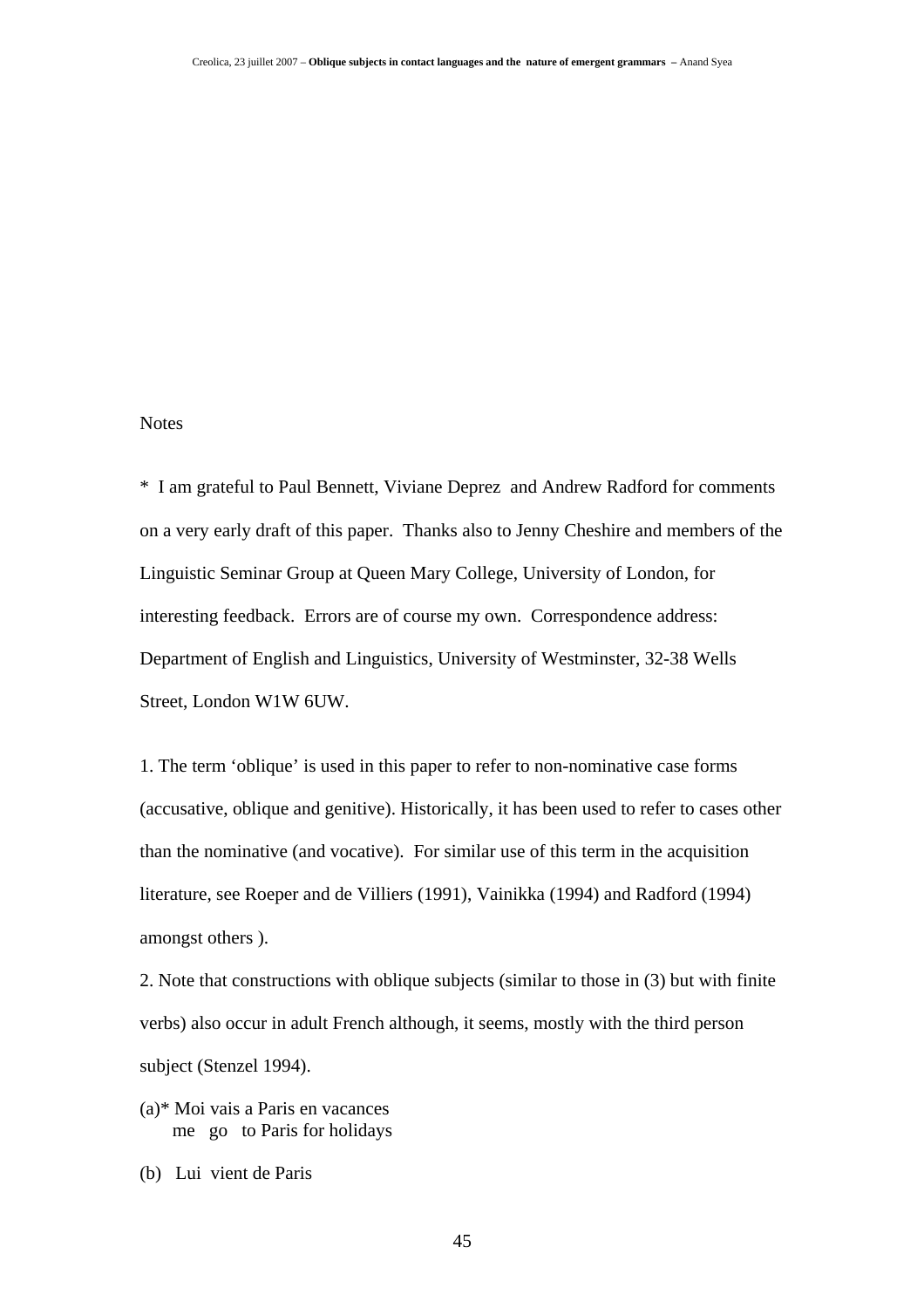Notes

* I am grateful to Paul Bennett, Viviane Deprez and Andrew Radford for comments on a very early draft of this paper. Thanks also to Jenny Cheshire and members of the Linguistic Seminar Group at Queen Mary College, University of London, for interesting feedback. Errors are of course my own. Correspondence address: Department of English and Linguistics, University of Westminster, 32-38 Wells Street, London W1W 6UW.

1. The term 'oblique' is used in this paper to refer to non-nominative case forms (accusative, oblique and genitive). Historically, it has been used to refer to cases other than the nominative (and vocative). For similar use of this term in the acquisition literature, see Roeper and de Villiers (1991), Vainikka (1994) and Radford (1994) amongst others ).

2. Note that constructions with oblique subjects (similar to those in (3) but with finite verbs) also occur in adult French although, it seems, mostly with the third person subject (Stenzel 1994).

(a)* Moi vais a Paris en vacances
      me  go  to Paris for holidays

(b)  Lui vient de Paris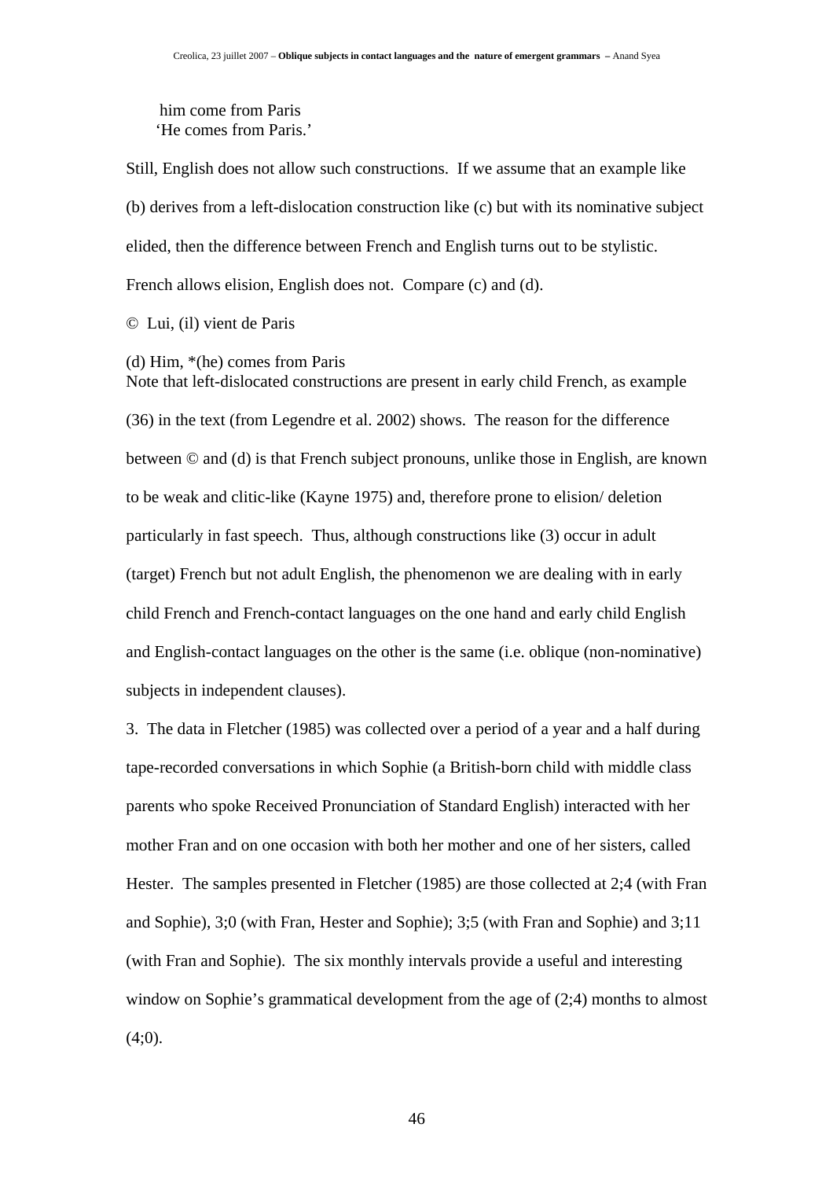him come from Paris
'He comes from Paris.'

Still, English does not allow such constructions. If we assume that an example like (b) derives from a left-dislocation construction like (c) but with its nominative subject elided, then the difference between French and English turns out to be stylistic. French allows elision, English does not. Compare (c) and (d).

© Lui, (il) vient de Paris

(d) Him, *(he) comes from Paris

Note that left-dislocated constructions are present in early child French, as example (36) in the text (from Legendre et al. 2002) shows. The reason for the difference between © and (d) is that French subject pronouns, unlike those in English, are known to be weak and clitic-like (Kayne 1975) and, therefore prone to elision/ deletion particularly in fast speech. Thus, although constructions like (3) occur in adult (target) French but not adult English, the phenomenon we are dealing with in early child French and French-contact languages on the one hand and early child English and English-contact languages on the other is the same (i.e. oblique (non-nominative) subjects in independent clauses).

3. The data in Fletcher (1985) was collected over a period of a year and a half during tape-recorded conversations in which Sophie (a British-born child with middle class parents who spoke Received Pronunciation of Standard English) interacted with her mother Fran and on one occasion with both her mother and one of her sisters, called Hester. The samples presented in Fletcher (1985) are those collected at 2;4 (with Fran and Sophie), 3;0 (with Fran, Hester and Sophie); 3;5 (with Fran and Sophie) and 3;11 (with Fran and Sophie). The six monthly intervals provide a useful and interesting window on Sophie's grammatical development from the age of (2;4) months to almost (4;0).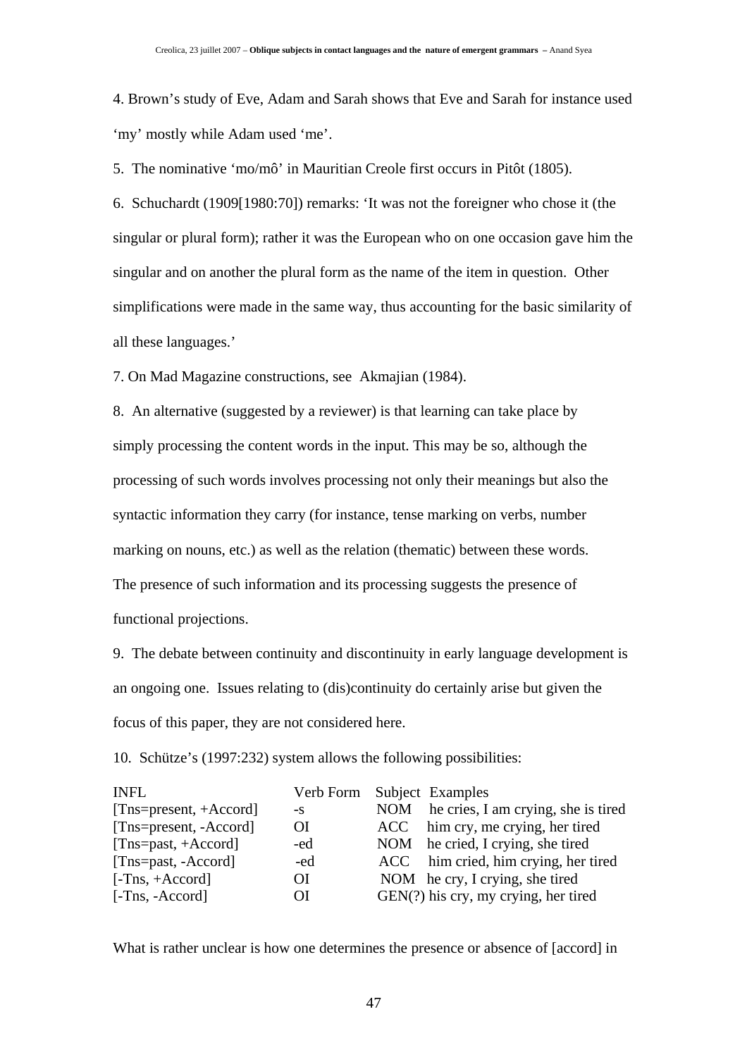4. Brown's study of Eve, Adam and Sarah shows that Eve and Sarah for instance used 'my' mostly while Adam used 'me'.

5. The nominative 'mo/mô' in Mauritian Creole first occurs in Pitôt (1805).

6. Schuchardt (1909[1980:70]) remarks: 'It was not the foreigner who chose it (the singular or plural form); rather it was the European who on one occasion gave him the singular and on another the plural form as the name of the item in question. Other simplifications were made in the same way, thus accounting for the basic similarity of all these languages.'

7. On Mad Magazine constructions, see Akmajian (1984).

8. An alternative (suggested by a reviewer) is that learning can take place by simply processing the content words in the input. This may be so, although the processing of such words involves processing not only their meanings but also the syntactic information they carry (for instance, tense marking on verbs, number marking on nouns, etc.) as well as the relation (thematic) between these words. The presence of such information and its processing suggests the presence of functional projections.

9. The debate between continuity and discontinuity in early language development is an ongoing one. Issues relating to (dis)continuity do certainly arise but given the focus of this paper, they are not considered here.

10. Schütze's (1997:232) system allows the following possibilities:

| INFL | Verb Form | Subject | Examples |
|---|---|---|---|
| [Tns=present, +Accord] | -s | NOM | he cries, I am crying, she is tired |
| [Tns=present, -Accord] | OI | ACC | him cry, me crying, her tired |
| [Tns=past, +Accord] | -ed | NOM | he cried, I crying, she tired |
| [Tns=past, -Accord] | -ed | ACC | him cried, him crying, her tired |
| [-Tns, +Accord] | OI | NOM | he cry, I crying, she tired |
| [-Tns, -Accord] | OI | GEN(?) | his cry, my crying, her tired |

What is rather unclear is how one determines the presence or absence of [accord] in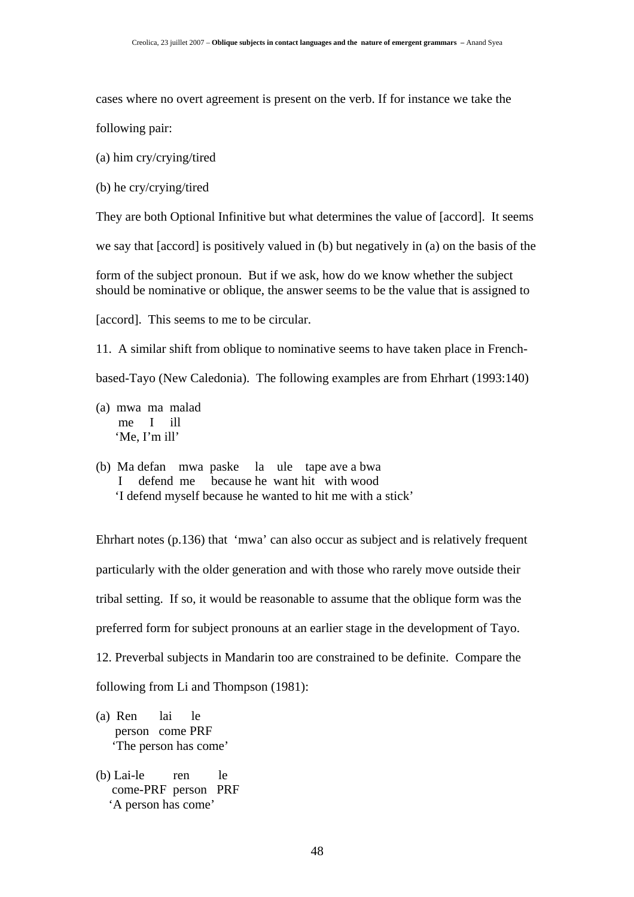cases where no overt agreement is present on the verb. If for instance we take the following pair:

(a) him cry/crying/tired

(b) he cry/crying/tired

They are both Optional Infinitive but what determines the value of [accord]. It seems we say that [accord] is positively valued in (b) but negatively in (a) on the basis of the form of the subject pronoun. But if we ask, how do we know whether the subject should be nominative or oblique, the answer seems to be the value that is assigned to [accord]. This seems to me to be circular.

11. A similar shift from oblique to nominative seems to have taken place in French-based-Tayo (New Caledonia). The following examples are from Ehrhart (1993:140)

(a) mwa ma malad
 me I ill
 'Me, I'm ill'

(b) Ma defan mwa paske la ule tape ave a bwa
 I defend me because he want hit with wood
 'I defend myself because he wanted to hit me with a stick'

Ehrhart notes (p.136) that 'mwa' can also occur as subject and is relatively frequent particularly with the older generation and with those who rarely move outside their tribal setting. If so, it would be reasonable to assume that the oblique form was the preferred form for subject pronouns at an earlier stage in the development of Tayo.

12. Preverbal subjects in Mandarin too are constrained to be definite. Compare the following from Li and Thompson (1981):

(a) Ren lai le
 person come PRF
 'The person has come'

(b) Lai-le ren le
 come-PRF person PRF
 'A person has come'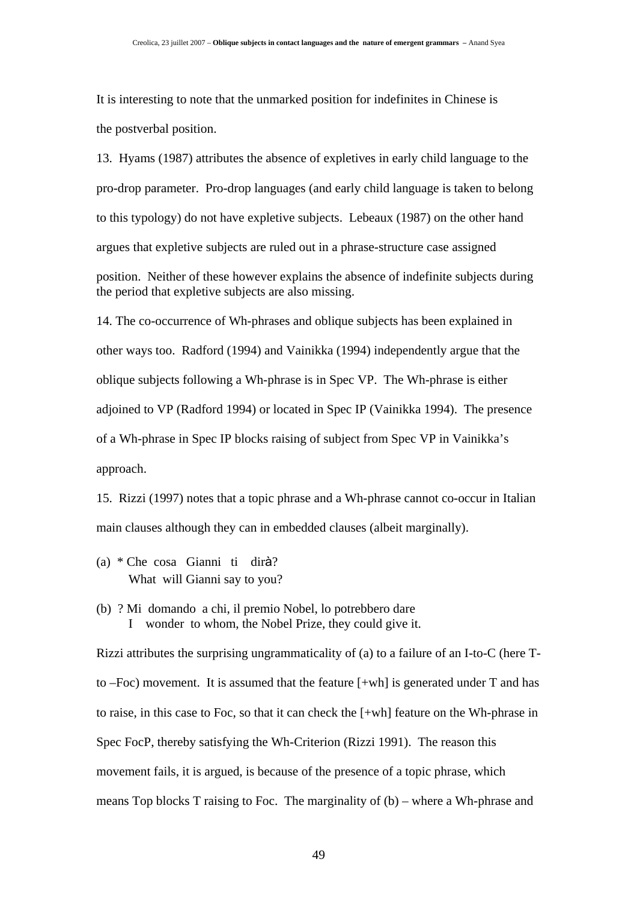It is interesting to note that the unmarked position for indefinites in Chinese is the postverbal position.

13. Hyams (1987) attributes the absence of expletives in early child language to the pro-drop parameter. Pro-drop languages (and early child language is taken to belong to this typology) do not have expletive subjects. Lebeaux (1987) on the other hand argues that expletive subjects are ruled out in a phrase-structure case assigned position. Neither of these however explains the absence of indefinite subjects during the period that expletive subjects are also missing.

14. The co-occurrence of Wh-phrases and oblique subjects has been explained in other ways too. Radford (1994) and Vainikka (1994) independently argue that the oblique subjects following a Wh-phrase is in Spec VP. The Wh-phrase is either adjoined to VP (Radford 1994) or located in Spec IP (Vainikka 1994). The presence of a Wh-phrase in Spec IP blocks raising of subject from Spec VP in Vainikka's approach.

15. Rizzi (1997) notes that a topic phrase and a Wh-phrase cannot co-occur in Italian main clauses although they can in embedded clauses (albeit marginally).

(a) * Che cosa Gianni ti dirà?
What will Gianni say to you?

(b) ? Mi domando a chi, il premio Nobel, lo potrebbero dare
I wonder to whom, the Nobel Prize, they could give it.

Rizzi attributes the surprising ungrammaticality of (a) to a failure of an I-to-C (here T-to –Foc) movement. It is assumed that the feature [+wh] is generated under T and has to raise, in this case to Foc, so that it can check the [+wh] feature on the Wh-phrase in Spec FocP, thereby satisfying the Wh-Criterion (Rizzi 1991). The reason this movement fails, it is argued, is because of the presence of a topic phrase, which means Top blocks T raising to Foc. The marginality of (b) – where a Wh-phrase and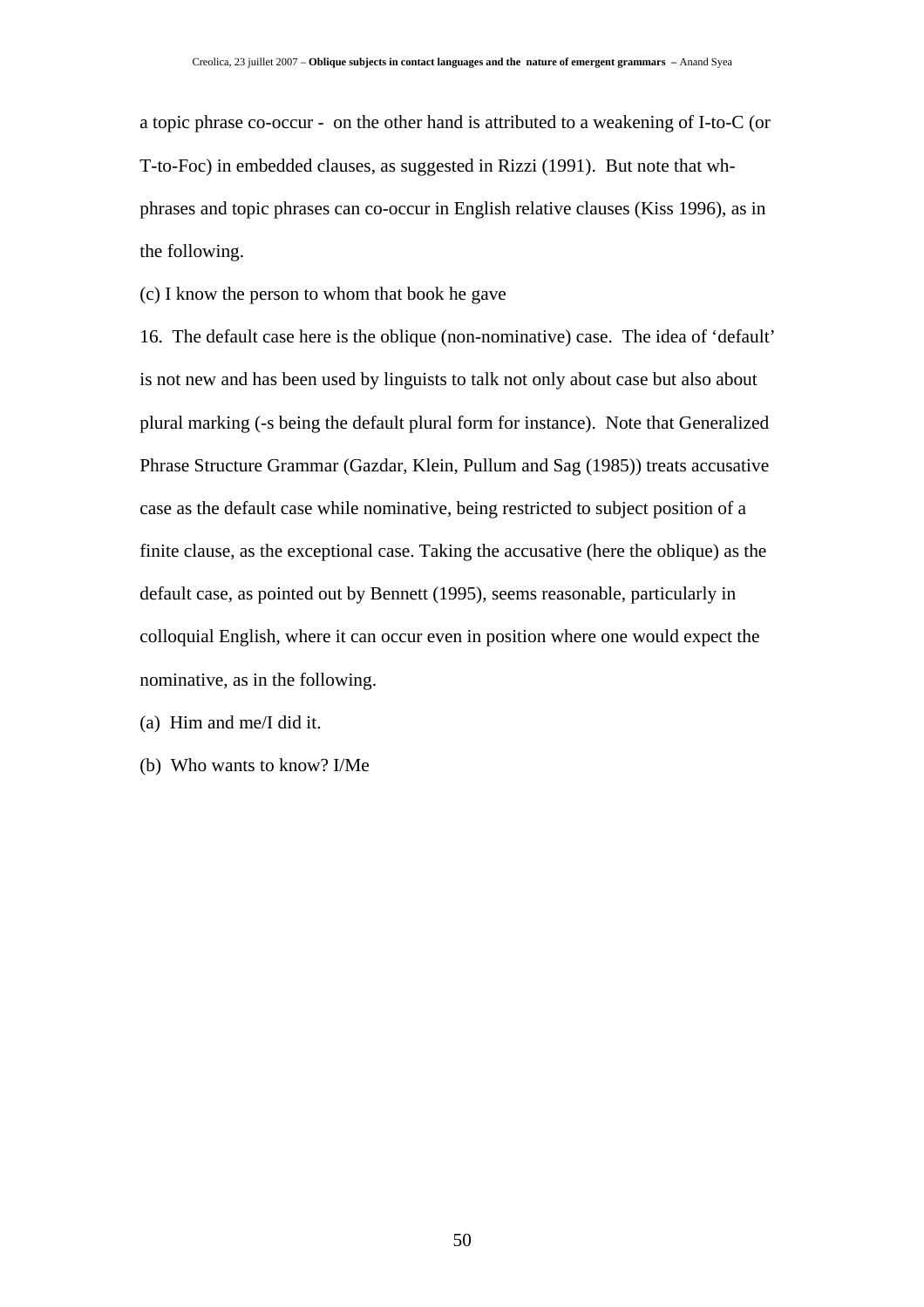a topic phrase co-occur - on the other hand is attributed to a weakening of I-to-C (or T-to-Foc) in embedded clauses, as suggested in Rizzi (1991). But note that wh-phrases and topic phrases can co-occur in English relative clauses (Kiss 1996), as in the following.

(c) I know the person to whom that book he gave

16. The default case here is the oblique (non-nominative) case. The idea of 'default' is not new and has been used by linguists to talk not only about case but also about plural marking (-s being the default plural form for instance). Note that Generalized Phrase Structure Grammar (Gazdar, Klein, Pullum and Sag (1985)) treats accusative case as the default case while nominative, being restricted to subject position of a finite clause, as the exceptional case. Taking the accusative (here the oblique) as the default case, as pointed out by Bennett (1995), seems reasonable, particularly in colloquial English, where it can occur even in position where one would expect the nominative, as in the following.

(a) Him and me/I did it.

(b) Who wants to know? I/Me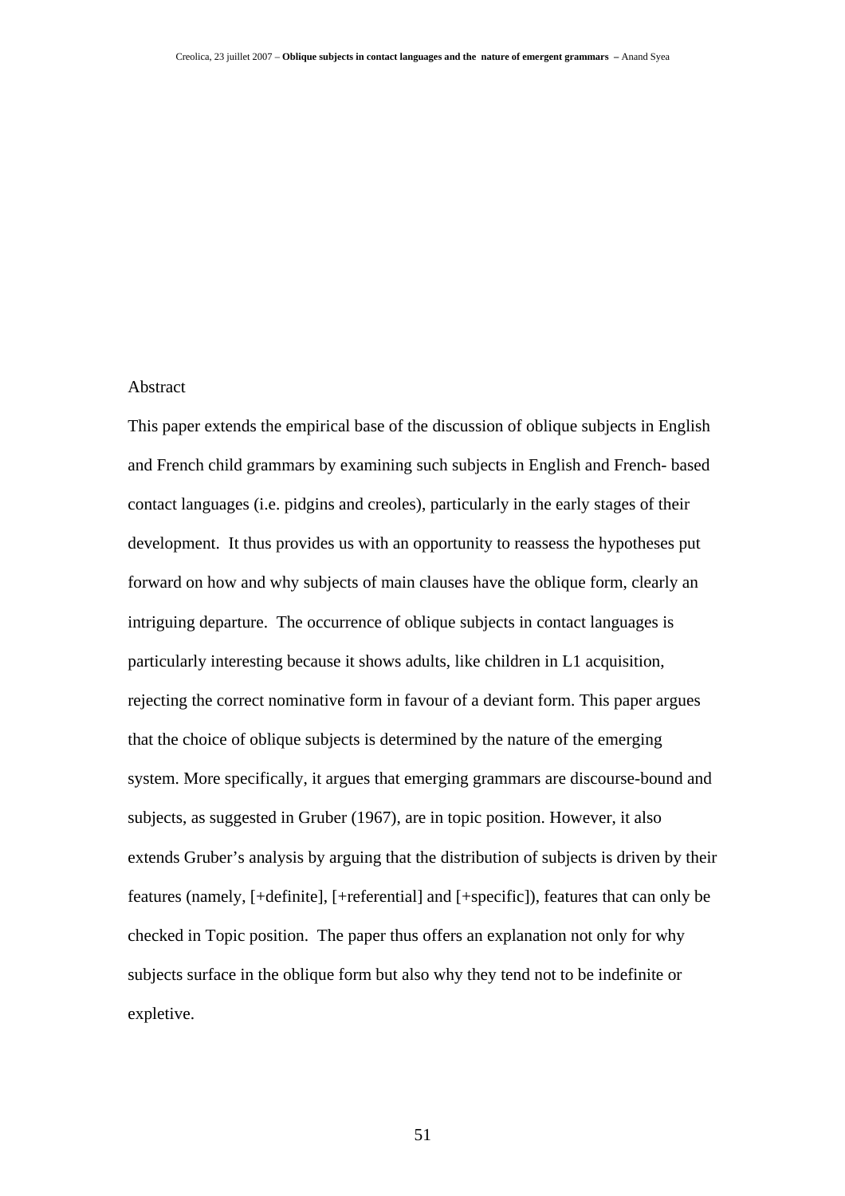Abstract

This paper extends the empirical base of the discussion of oblique subjects in English and French child grammars by examining such subjects in English and French- based contact languages (i.e. pidgins and creoles), particularly in the early stages of their development. It thus provides us with an opportunity to reassess the hypotheses put forward on how and why subjects of main clauses have the oblique form, clearly an intriguing departure. The occurrence of oblique subjects in contact languages is particularly interesting because it shows adults, like children in L1 acquisition, rejecting the correct nominative form in favour of a deviant form. This paper argues that the choice of oblique subjects is determined by the nature of the emerging system. More specifically, it argues that emerging grammars are discourse-bound and subjects, as suggested in Gruber (1967), are in topic position. However, it also extends Gruber's analysis by arguing that the distribution of subjects is driven by their features (namely, [+definite], [+referential] and [+specific]), features that can only be checked in Topic position. The paper thus offers an explanation not only for why subjects surface in the oblique form but also why they tend not to be indefinite or expletive.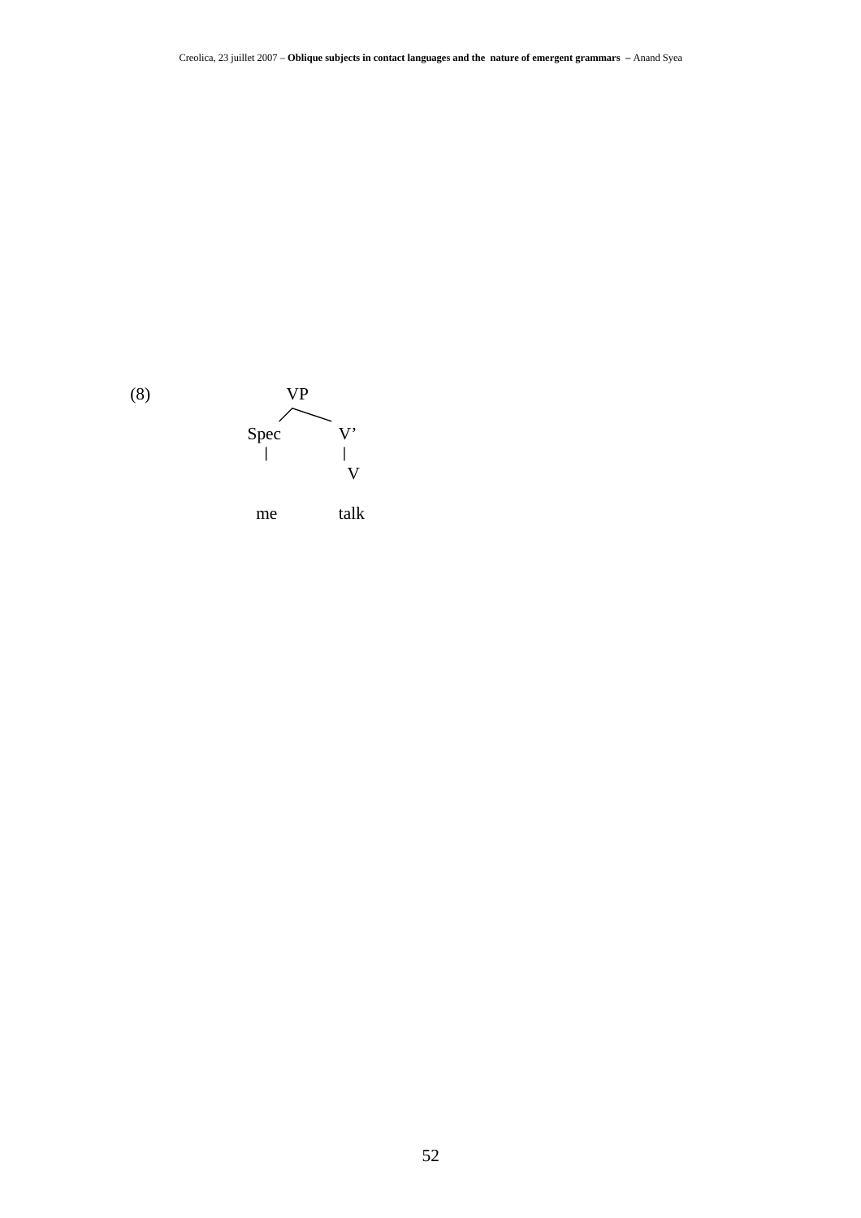(8)

```
              VP
            /    \
        Spec      V'
          |        |
                   V

         me       talk
```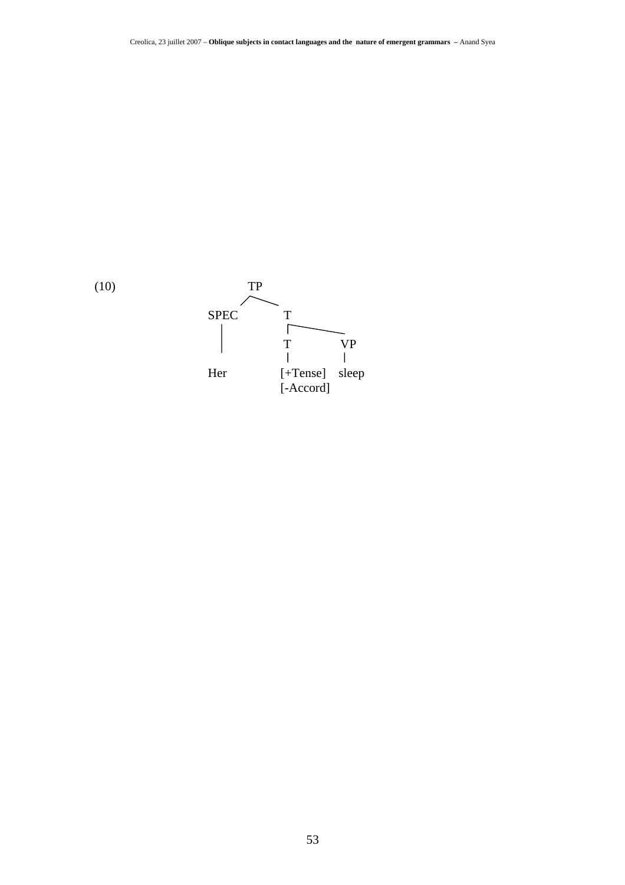(10)

```
              TP
            /    \
        SPEC      T
          |       |‾‾‾‾‾‾‾‾‾‾‾‾\
          |       T            VP
          |       |             |
        Her     [+Tense]     sleep
                [-Accord]
```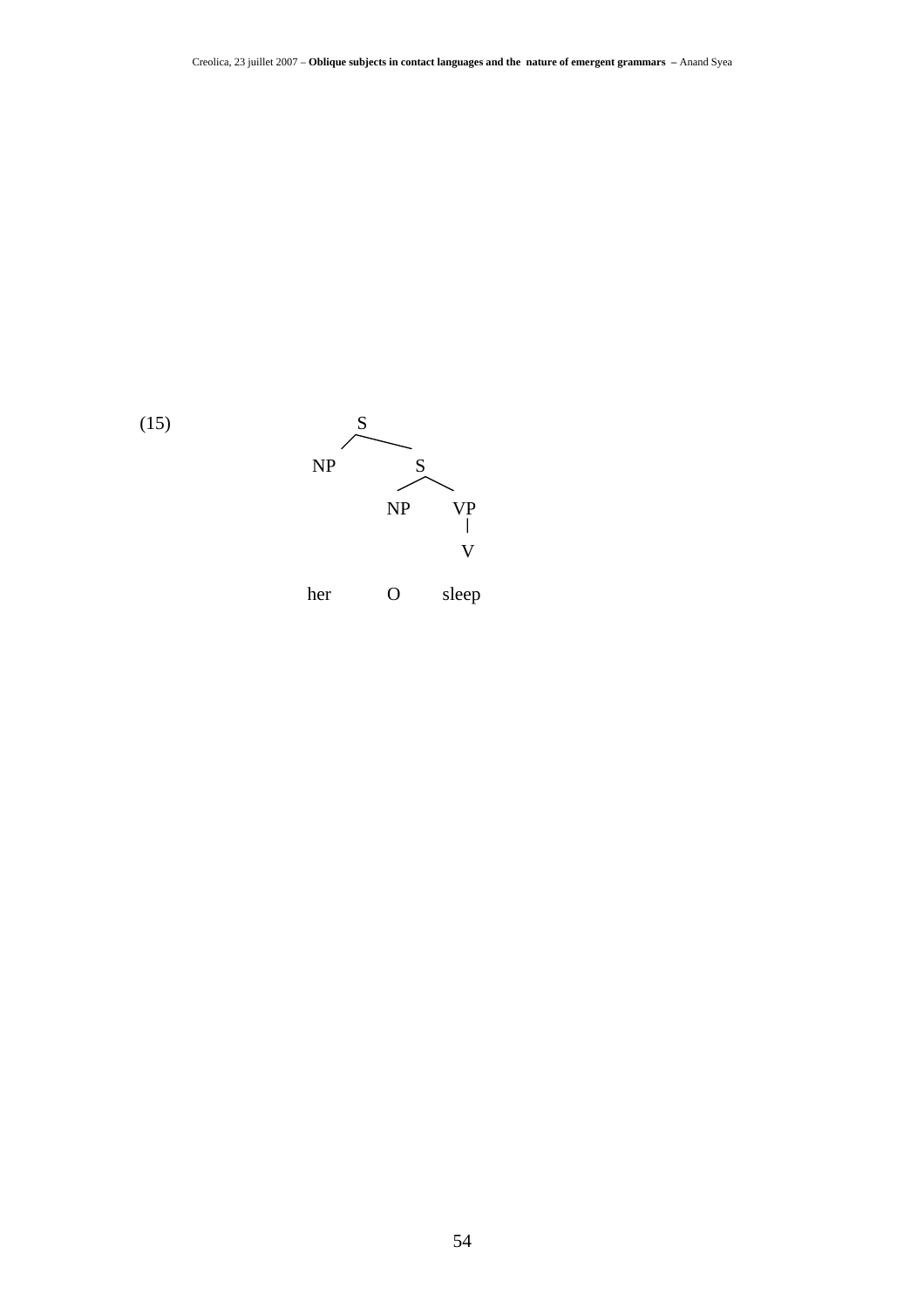(15)

```
        S
      /   \
    NP      S
          /   \
        NP     VP
               |
               V

    her    O    sleep
```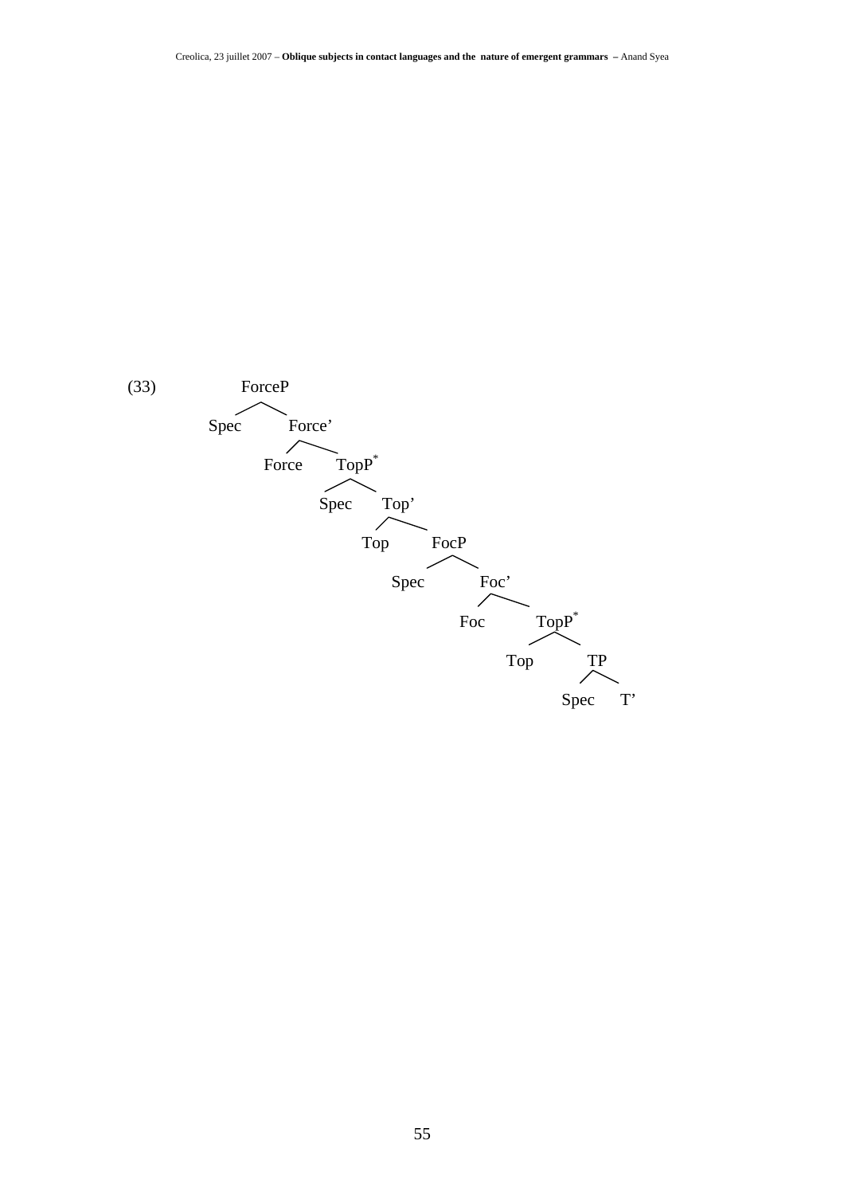(33)

```
ForceP
├── Spec
└── Force'
    ├── Force
    └── TopP*
        ├── Spec
        └── Top'
            ├── Top
            └── FocP
                ├── Spec
                └── Foc'
                    ├── Foc
                    └── TopP*
                        ├── Top
                        └── TP
                            ├── Spec
                            └── T'
```